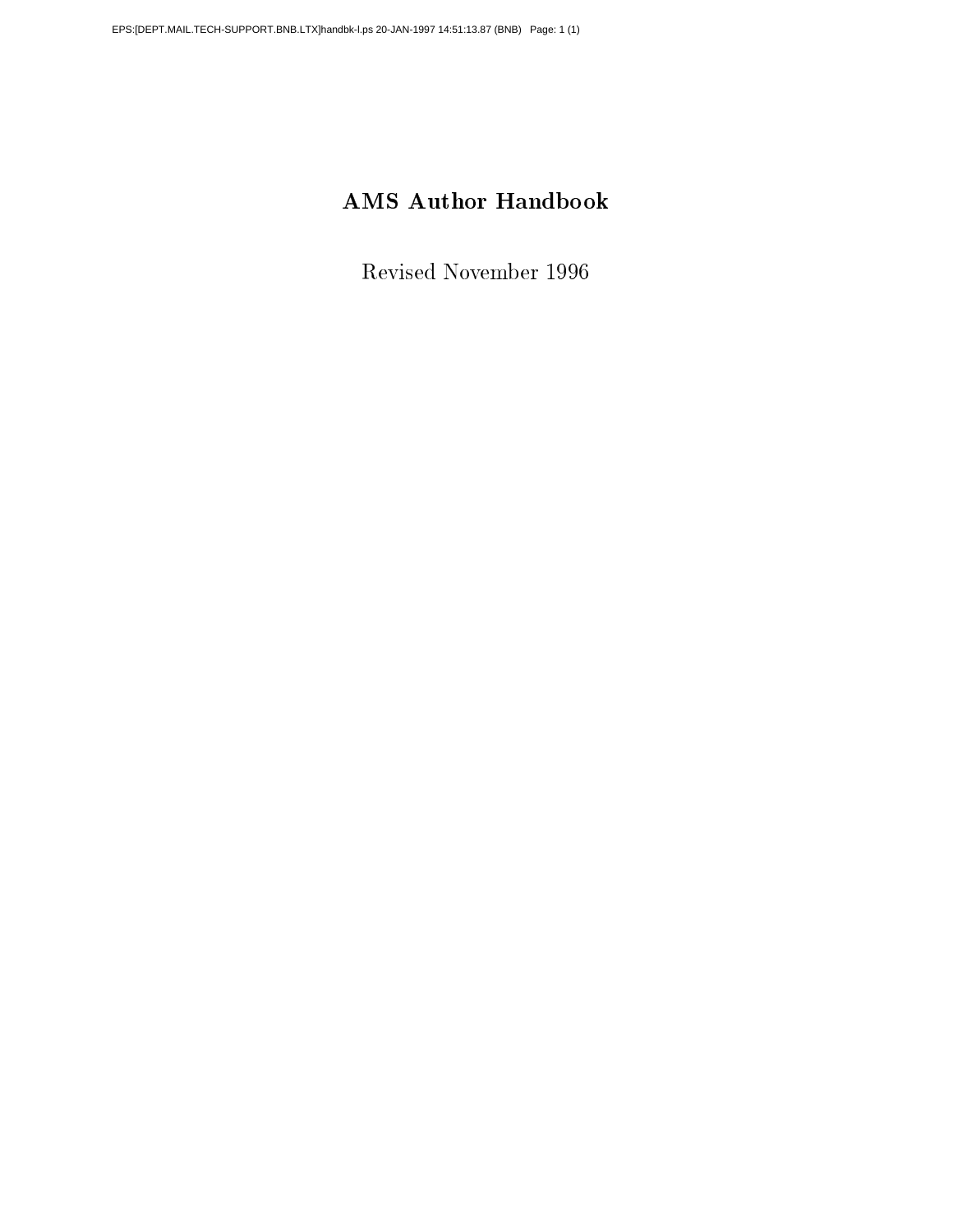# AMS Author Handbook

Revised November 1996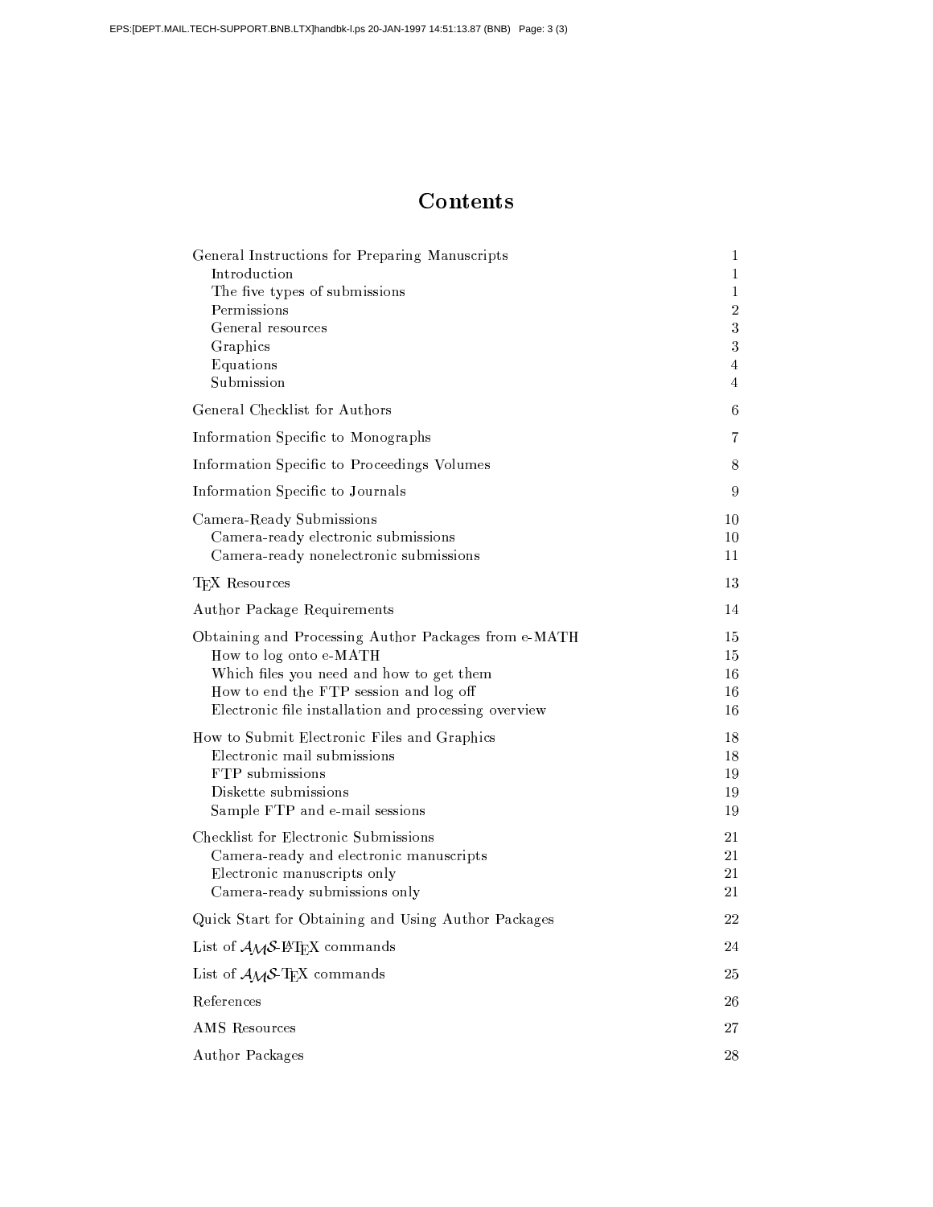# Contents

| | |
|---|---|
| General Instructions for Preparing Manuscripts | 1 |
| Introduction | 1 |
| The five types of submissions | 1 |
| Permissions | 2 |
| General resources | 3 |
| Graphics | 3 |
| Equations | 4 |
| Submission | 4 |
| General Checklist for Authors | 6 |
| Information Specific to Monographs | 7 |
| Information Specific to Proceedings Volumes | 8 |
| Information Specific to Journals | 9 |
| Camera-Ready Submissions | 10 |
| Camera-ready electronic submissions | 10 |
| Camera-ready nonelectronic submissions | 11 |
| TEX Resources | 13 |
| Author Package Requirements | 14 |
| Obtaining and Processing Author Packages from e-MATH | 15 |
| How to log onto e-MATH | 15 |
| Which files you need and how to get them | 16 |
| How to end the FTP session and log off | 16 |
| Electronic file installation and processing overview | 16 |
| How to Submit Electronic Files and Graphics | 18 |
| Electronic mail submissions | 18 |
| FTP submissions | 19 |
| Diskette submissions | 19 |
| Sample FTP and e-mail sessions | 19 |
| Checklist for Electronic Submissions | 21 |
| Camera-ready and electronic manuscripts | 21 |
| Electronic manuscripts only | 21 |
| Camera-ready submissions only | 21 |
| Quick Start for Obtaining and Using Author Packages | 22 |
| List of AMS-LATEX commands | 24 |
| List of AMS-TEX commands | 25 |
| References | 26 |
| AMS Resources | 27 |
| Author Packages | 28 |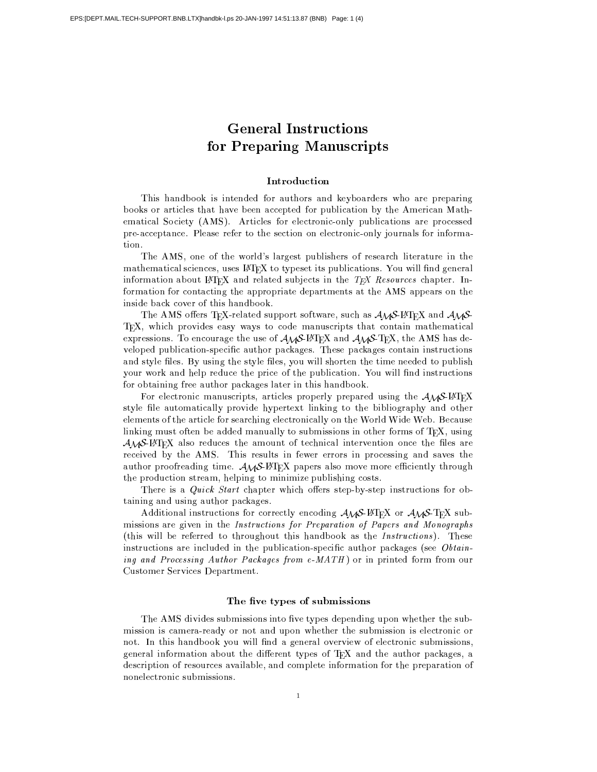# General Instructions for Preparing Manuscripts

## Introduction

This handbook is intended for authors and keyboarders who are preparing books or articles that have been accepted for publication by the American Mathematical Society (AMS). Articles for electronic-only publications are processed pre-acceptance. Please refer to the section on electronic-only journals for information.

The AMS, one of the world's largest publishers of research literature in the mathematical sciences, uses LaTeX to typeset its publications. You will find general information about LaTeX and related subjects in the *TeX Resources* chapter. Information for contacting the appropriate departments at the AMS appears on the inside back cover of this handbook.

The AMS offers TeX-related support software, such as AMS-LaTeX and AMS-TeX, which provides easy ways to code manuscripts that contain mathematical expressions. To encourage the use of AMS-LaTeX and AMS-TeX, the AMS has developed publication-specific author packages. These packages contain instructions and style files. By using the style files, you will shorten the time needed to publish your work and help reduce the price of the publication. You will find instructions for obtaining free author packages later in this handbook.

For electronic manuscripts, articles properly prepared using the AMS-LaTeX style file automatically provide hypertext linking to the bibliography and other elements of the article for searching electronically on the World Wide Web. Because linking must often be added manually to submissions in other forms of TeX, using AMS-LaTeX also reduces the amount of technical intervention once the files are received by the AMS. This results in fewer errors in processing and saves the author proofreading time. AMS-LaTeX papers also move more efficiently through the production stream, helping to minimize publishing costs.

There is a *Quick Start* chapter which offers step-by-step instructions for obtaining and using author packages.

Additional instructions for correctly encoding AMS-LaTeX or AMS-TeX submissions are given in the *Instructions for Preparation of Papers and Monographs* (this will be referred to throughout this handbook as the *Instructions*). These instructions are included in the publication-specific author packages (see *Obtaining and Processing Author Packages from e-MATH*) or in printed form from our Customer Services Department.

## The five types of submissions

The AMS divides submissions into five types depending upon whether the submission is camera-ready or not and upon whether the submission is electronic or not. In this handbook you will find a general overview of electronic submissions, general information about the different types of TeX and the author packages, a description of resources available, and complete information for the preparation of nonelectronic submissions.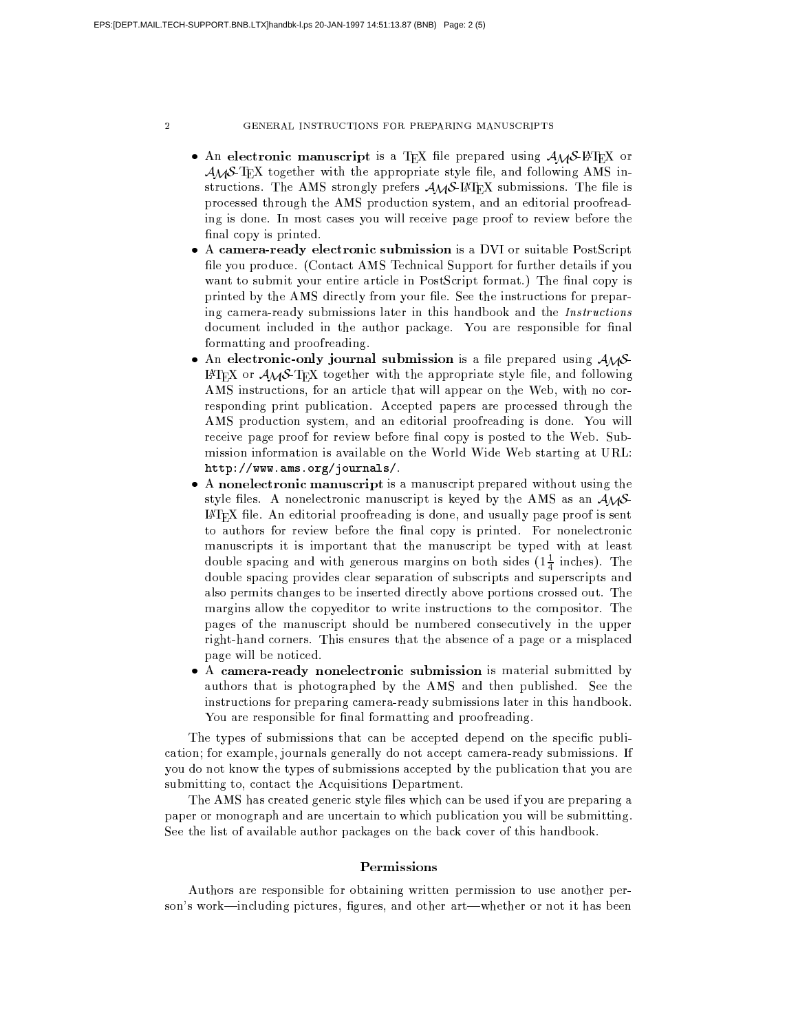- An **electronic manuscript** is a TeX file prepared using $\mathcal{A}_{\mathcal{M}}\mathcal{S}$-LaTeX or $\mathcal{A}_{\mathcal{M}}\mathcal{S}$-TeX together with the appropriate style file, and following AMS instructions. The AMS strongly prefers $\mathcal{A}_{\mathcal{M}}\mathcal{S}$-LaTeX submissions. The file is processed through the AMS production system, and an editorial proofreading is done. In most cases you will receive page proof to review before the final copy is printed.
- A **camera-ready electronic submission** is a DVI or suitable PostScript file you produce. (Contact AMS Technical Support for further details if you want to submit your entire article in PostScript format.) The final copy is printed by the AMS directly from your file. See the instructions for preparing camera-ready submissions later in this handbook and the *Instructions* document included in the author package. You are responsible for final formatting and proofreading.
- An **electronic-only journal submission** is a file prepared using $\mathcal{A}_{\mathcal{M}}\mathcal{S}$-LaTeX or $\mathcal{A}_{\mathcal{M}}\mathcal{S}$-TeX together with the appropriate style file, and following AMS instructions, for an article that will appear on the Web, with no corresponding print publication. Accepted papers are processed through the AMS production system, and an editorial proofreading is done. You will receive page proof for review before final copy is posted to the Web. Submission information is available on the World Wide Web starting at URL: `http://www.ams.org/journals/`.
- A **nonelectronic manuscript** is a manuscript prepared without using the style files. A nonelectronic manuscript is keyed by the AMS as an $\mathcal{A}_{\mathcal{M}}\mathcal{S}$-LaTeX file. An editorial proofreading is done, and usually page proof is sent to authors for review before the final copy is printed. For nonelectronic manuscripts it is important that the manuscript be typed with at least double spacing and with generous margins on both sides ($1\frac{1}{4}$ inches). The double spacing provides clear separation of subscripts and superscripts and also permits changes to be inserted directly above portions crossed out. The margins allow the copyeditor to write instructions to the compositor. The pages of the manuscript should be numbered consecutively in the upper right-hand corners. This ensures that the absence of a page or a misplaced page will be noticed.
- A **camera-ready nonelectronic submission** is material submitted by authors that is photographed by the AMS and then published. See the instructions for preparing camera-ready submissions later in this handbook. You are responsible for final formatting and proofreading.

The types of submissions that can be accepted depend on the specific publication; for example, journals generally do not accept camera-ready submissions. If you do not know the types of submissions accepted by the publication that you are submitting to, contact the Acquisitions Department.

The AMS has created generic style files which can be used if you are preparing a paper or monograph and are uncertain to which publication you will be submitting. See the list of available author packages on the back cover of this handbook.

## Permissions

Authors are responsible for obtaining written permission to use another person's work—including pictures, figures, and other art—whether or not it has been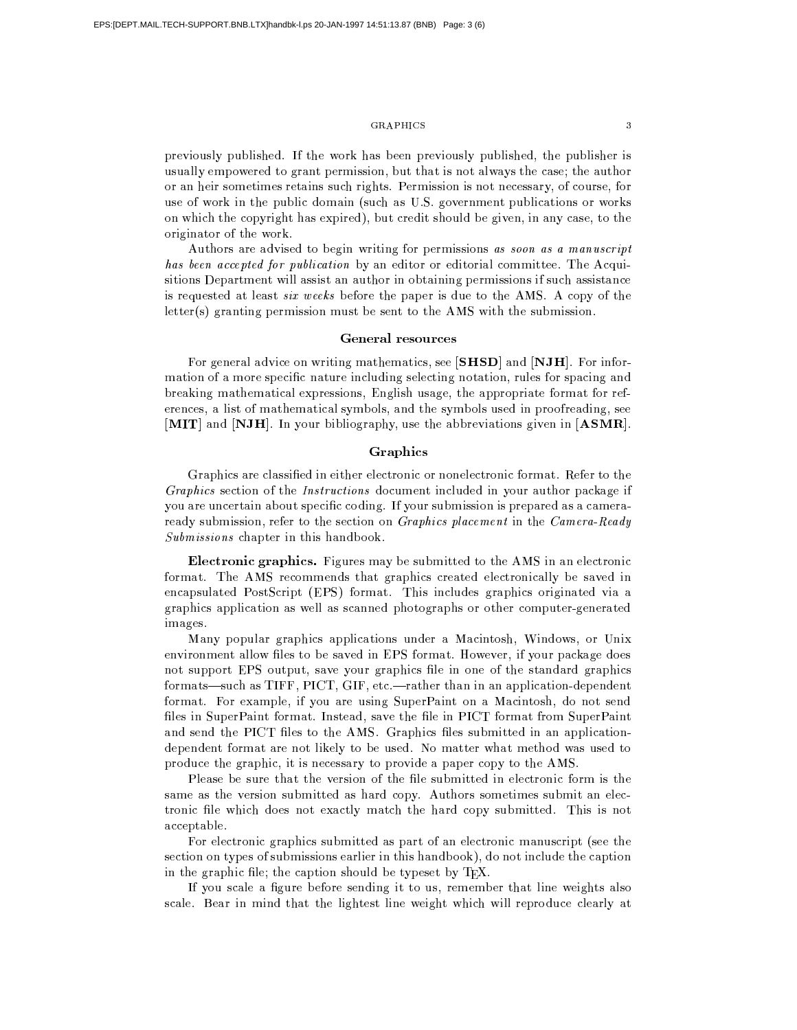previously published. If the work has been previously published, the publisher is usually empowered to grant permission, but that is not always the case; the author or an heir sometimes retains such rights. Permission is not necessary, of course, for use of work in the public domain (such as U.S. government publications or works on which the copyright has expired), but credit should be given, in any case, to the originator of the work.

Authors are advised to begin writing for permissions *as soon as a manuscript has been accepted for publication* by an editor or editorial committee. The Acquisitions Department will assist an author in obtaining permissions if such assistance is requested at least *six weeks* before the paper is due to the AMS. A copy of the letter(s) granting permission must be sent to the AMS with the submission.

## General resources

For general advice on writing mathematics, see [**SHSD**] and [**NJH**]. For information of a more specific nature including selecting notation, rules for spacing and breaking mathematical expressions, English usage, the appropriate format for references, a list of mathematical symbols, and the symbols used in proofreading, see [**MIT**] and [**NJH**]. In your bibliography, use the abbreviations given in [**ASMR**].

## Graphics

Graphics are classified in either electronic or nonelectronic format. Refer to the *Graphics* section of the *Instructions* document included in your author package if you are uncertain about specific coding. If your submission is prepared as a camera-ready submission, refer to the section on *Graphics placement* in the *Camera-Ready Submissions* chapter in this handbook.

**Electronic graphics.** Figures may be submitted to the AMS in an electronic format. The AMS recommends that graphics created electronically be saved in encapsulated PostScript (EPS) format. This includes graphics originated via a graphics application as well as scanned photographs or other computer-generated images.

Many popular graphics applications under a Macintosh, Windows, or Unix environment allow files to be saved in EPS format. However, if your package does not support EPS output, save your graphics file in one of the standard graphics formats—such as TIFF, PICT, GIF, etc.—rather than in an application-dependent format. For example, if you are using SuperPaint on a Macintosh, do not send files in SuperPaint format. Instead, save the file in PICT format from SuperPaint and send the PICT files to the AMS. Graphics files submitted in an application-dependent format are not likely to be used. No matter what method was used to produce the graphic, it is necessary to provide a paper copy to the AMS.

Please be sure that the version of the file submitted in electronic form is the same as the version submitted as hard copy. Authors sometimes submit an electronic file which does not exactly match the hard copy submitted. This is not acceptable.

For electronic graphics submitted as part of an electronic manuscript (see the section on types of submissions earlier in this handbook), do not include the caption in the graphic file; the caption should be typeset by TEX.

If you scale a figure before sending it to us, remember that line weights also scale. Bear in mind that the lightest line weight which will reproduce clearly at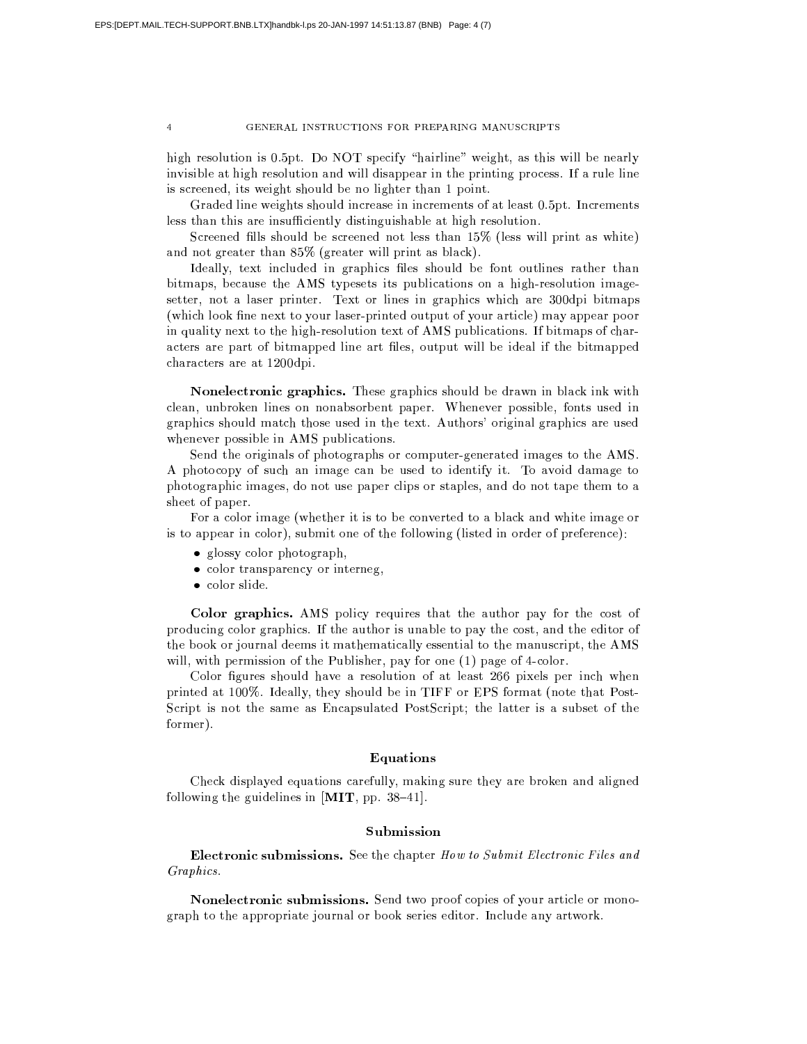high resolution is 0.5pt. Do NOT specify "hairline" weight, as this will be nearly invisible at high resolution and will disappear in the printing process. If a rule line is screened, its weight should be no lighter than 1 point.

Graded line weights should increase in increments of at least 0.5pt. Increments less than this are insufficiently distinguishable at high resolution.

Screened fills should be screened not less than 15% (less will print as white) and not greater than 85% (greater will print as black).

Ideally, text included in graphics files should be font outlines rather than bitmaps, because the AMS typesets its publications on a high-resolution imagesetter, not a laser printer. Text or lines in graphics which are 300dpi bitmaps (which look fine next to your laser-printed output of your article) may appear poor in quality next to the high-resolution text of AMS publications. If bitmaps of characters are part of bitmapped line art files, output will be ideal if the bitmapped characters are at 1200dpi.

**Nonelectronic graphics.** These graphics should be drawn in black ink with clean, unbroken lines on nonabsorbent paper. Whenever possible, fonts used in graphics should match those used in the text. Authors' original graphics are used whenever possible in AMS publications.

Send the originals of photographs or computer-generated images to the AMS. A photocopy of such an image can be used to identify it. To avoid damage to photographic images, do not use paper clips or staples, and do not tape them to a sheet of paper.

For a color image (whether it is to be converted to a black and white image or is to appear in color), submit one of the following (listed in order of preference):

- glossy color photograph,
- color transparency or interneg,
- color slide.

**Color graphics.** AMS policy requires that the author pay for the cost of producing color graphics. If the author is unable to pay the cost, and the editor of the book or journal deems it mathematically essential to the manuscript, the AMS will, with permission of the Publisher, pay for one (1) page of 4-color.

Color figures should have a resolution of at least 266 pixels per inch when printed at 100%. Ideally, they should be in TIFF or EPS format (note that PostScript is not the same as Encapsulated PostScript; the latter is a subset of the former).

## Equations

Check displayed equations carefully, making sure they are broken and aligned following the guidelines in [**MIT**, pp. 38–41].

## Submission

**Electronic submissions.** See the chapter *How to Submit Electronic Files and Graphics*.

**Nonelectronic submissions.** Send two proof copies of your article or monograph to the appropriate journal or book series editor. Include any artwork.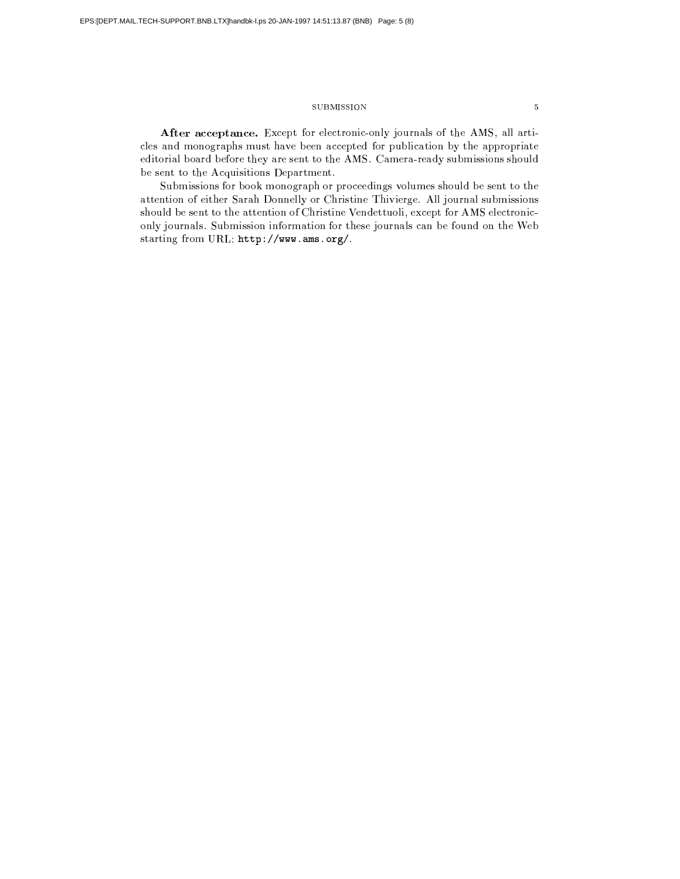**After acceptance.** Except for electronic-only journals of the AMS, all articles and monographs must have been accepted for publication by the appropriate editorial board before they are sent to the AMS. Camera-ready submissions should be sent to the Acquisitions Department.

Submissions for book monograph or proceedings volumes should be sent to the attention of either Sarah Donnelly or Christine Thivierge. All journal submissions should be sent to the attention of Christine Vendettuoli, except for AMS electronic-only journals. Submission information for these journals can be found on the Web starting from URL: `http://www.ams.org/`.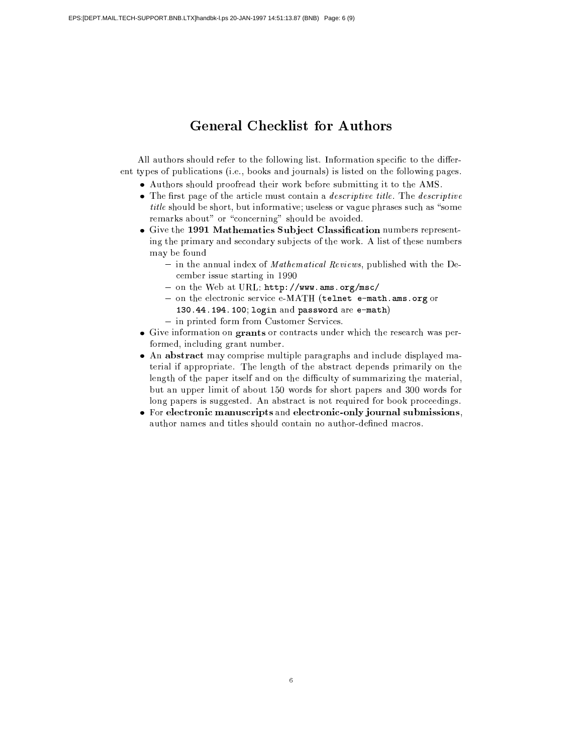# General Checklist for Authors

All authors should refer to the following list. Information specific to the different types of publications (i.e., books and journals) is listed on the following pages.

- Authors should proofread their work before submitting it to the AMS.
- The first page of the article must contain a *descriptive title*. The *descriptive title* should be short, but informative; useless or vague phrases such as "some remarks about" or "concerning" should be avoided.
- Give the **1991 Mathematics Subject Classification** numbers representing the primary and secondary subjects of the work. A list of these numbers may be found
  - in the annual index of *Mathematical Reviews*, published with the December issue starting in 1990
  - on the Web at URL: `http://www.ams.org/msc/`
  - on the electronic service e-MATH (`telnet e-math.ams.org` or `130.44.194.100`; `login` and `password` are `e-math`)
  - in printed form from Customer Services.
- Give information on **grants** or contracts under which the research was performed, including grant number.
- An **abstract** may comprise multiple paragraphs and include displayed material if appropriate. The length of the abstract depends primarily on the length of the paper itself and on the difficulty of summarizing the material, but an upper limit of about 150 words for short papers and 300 words for long papers is suggested. An abstract is not required for book proceedings.
- For **electronic manuscripts** and **electronic-only journal submissions**, author names and titles should contain no author-defined macros.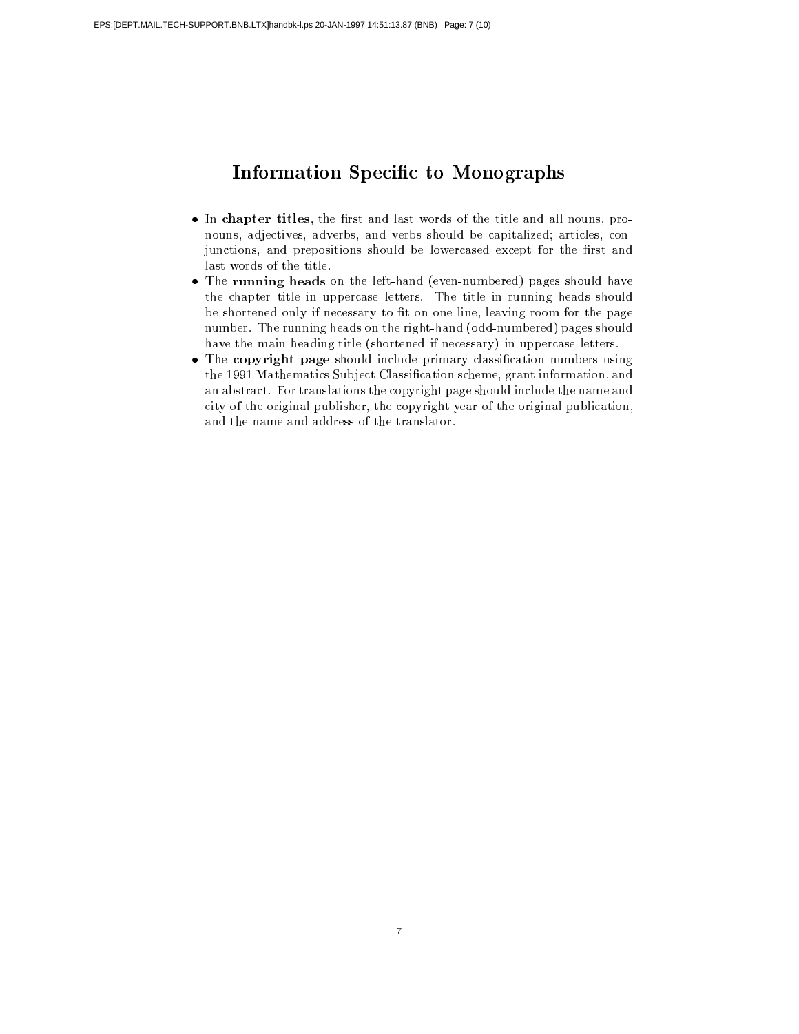# Information Specific to Monographs

- In **chapter titles**, the first and last words of the title and all nouns, pronouns, adjectives, adverbs, and verbs should be capitalized; articles, conjunctions, and prepositions should be lowercased except for the first and last words of the title.
- The **running heads** on the left-hand (even-numbered) pages should have the chapter title in uppercase letters. The title in running heads should be shortened only if necessary to fit on one line, leaving room for the page number. The running heads on the right-hand (odd-numbered) pages should have the main-heading title (shortened if necessary) in uppercase letters.
- The **copyright page** should include primary classification numbers using the 1991 Mathematics Subject Classification scheme, grant information, and an abstract. For translations the copyright page should include the name and city of the original publisher, the copyright year of the original publication, and the name and address of the translator.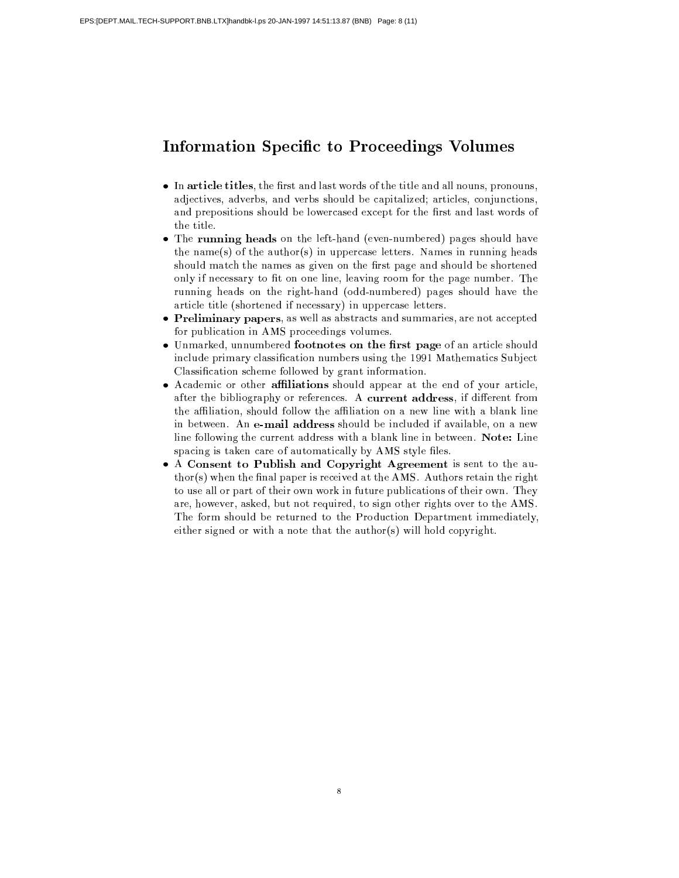# Information Specific to Proceedings Volumes

- In **article titles**, the first and last words of the title and all nouns, pronouns, adjectives, adverbs, and verbs should be capitalized; articles, conjunctions, and prepositions should be lowercased except for the first and last words of the title.
- The **running heads** on the left-hand (even-numbered) pages should have the name(s) of the author(s) in uppercase letters. Names in running heads should match the names as given on the first page and should be shortened only if necessary to fit on one line, leaving room for the page number. The running heads on the right-hand (odd-numbered) pages should have the article title (shortened if necessary) in uppercase letters.
- **Preliminary papers**, as well as abstracts and summaries, are not accepted for publication in AMS proceedings volumes.
- Unmarked, unnumbered **footnotes on the first page** of an article should include primary classification numbers using the 1991 Mathematics Subject Classification scheme followed by grant information.
- Academic or other **affiliations** should appear at the end of your article, after the bibliography or references. A **current address**, if different from the affiliation, should follow the affiliation on a new line with a blank line in between. An **e-mail address** should be included if available, on a new line following the current address with a blank line in between. **Note:** Line spacing is taken care of automatically by AMS style files.
- A **Consent to Publish and Copyright Agreement** is sent to the author(s) when the final paper is received at the AMS. Authors retain the right to use all or part of their own work in future publications of their own. They are, however, asked, but not required, to sign other rights over to the AMS. The form should be returned to the Production Department immediately, either signed or with a note that the author(s) will hold copyright.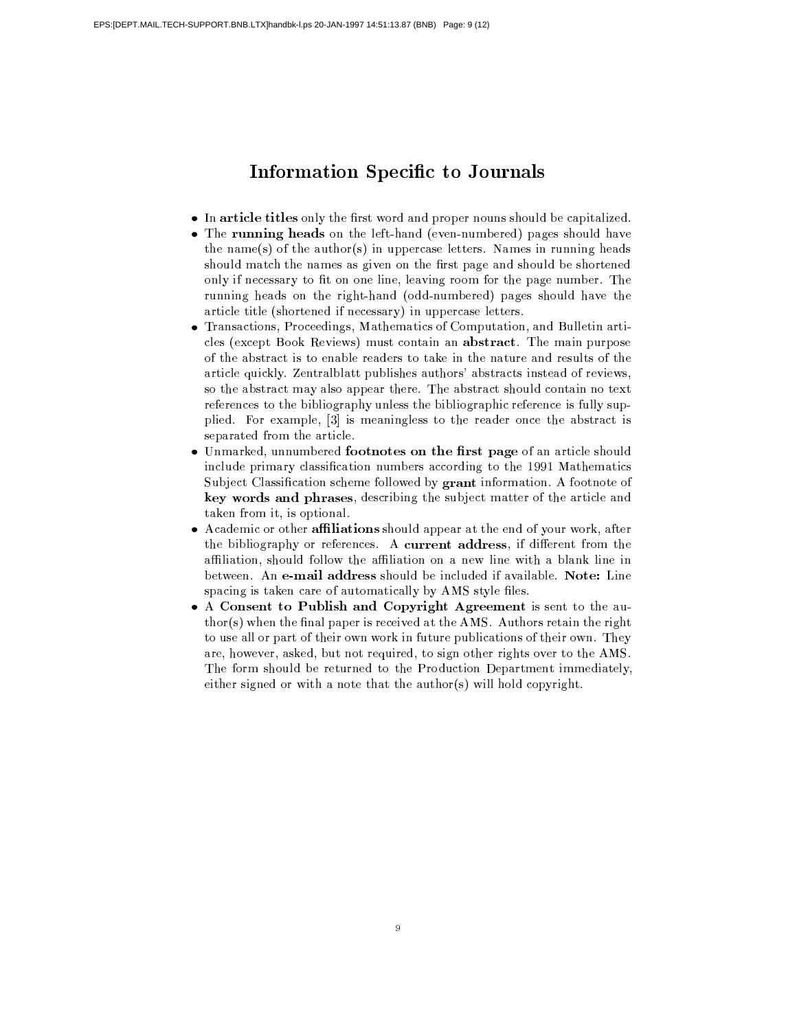# Information Specific to Journals

- In **article titles** only the first word and proper nouns should be capitalized.
- The **running heads** on the left-hand (even-numbered) pages should have the name(s) of the author(s) in uppercase letters. Names in running heads should match the names as given on the first page and should be shortened only if necessary to fit on one line, leaving room for the page number. The running heads on the right-hand (odd-numbered) pages should have the article title (shortened if necessary) in uppercase letters.
- Transactions, Proceedings, Mathematics of Computation, and Bulletin articles (except Book Reviews) must contain an **abstract**. The main purpose of the abstract is to enable readers to take in the nature and results of the article quickly. Zentralblatt publishes authors' abstracts instead of reviews, so the abstract may also appear there. The abstract should contain no text references to the bibliography unless the bibliographic reference is fully supplied. For example, [3] is meaningless to the reader once the abstract is separated from the article.
- Unmarked, unnumbered **footnotes on the first page** of an article should include primary classification numbers according to the 1991 Mathematics Subject Classification scheme followed by **grant** information. A footnote of **key words and phrases**, describing the subject matter of the article and taken from it, is optional.
- Academic or other **affiliations** should appear at the end of your work, after the bibliography or references. A **current address**, if different from the affiliation, should follow the affiliation on a new line with a blank line in between. An **e-mail address** should be included if available. **Note:** Line spacing is taken care of automatically by AMS style files.
- A **Consent to Publish and Copyright Agreement** is sent to the author(s) when the final paper is received at the AMS. Authors retain the right to use all or part of their own work in future publications of their own. They are, however, asked, but not required, to sign other rights over to the AMS. The form should be returned to the Production Department immediately, either signed or with a note that the author(s) will hold copyright.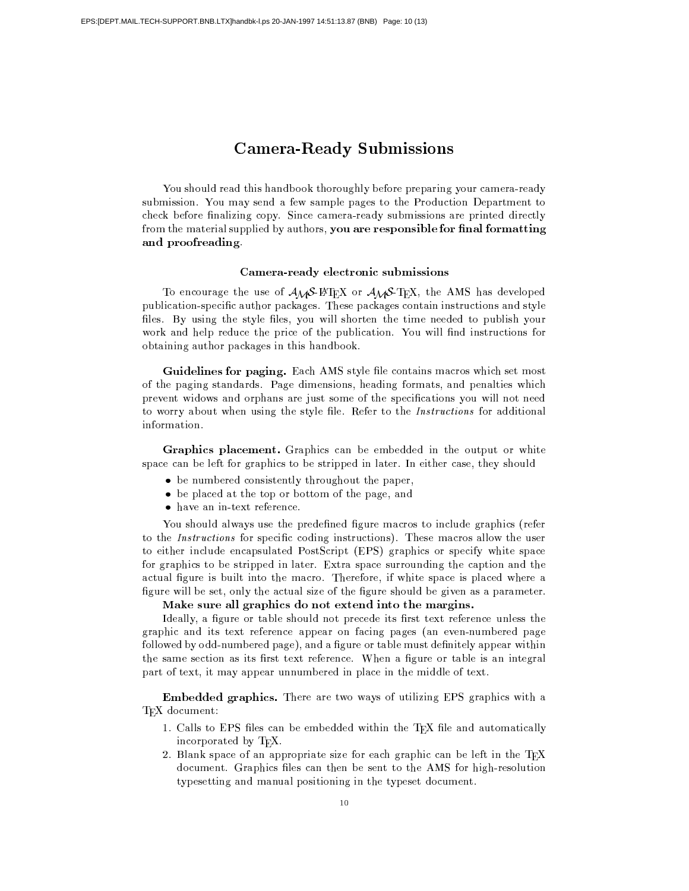# Camera-Ready Submissions

You should read this handbook thoroughly before preparing your camera-ready submission. You may send a few sample pages to the Production Department to check before finalizing copy. Since camera-ready submissions are printed directly from the material supplied by authors, **you are responsible for final formatting and proofreading**.

## Camera-ready electronic submissions

To encourage the use of AMS-LaTeX or AMS-TeX, the AMS has developed publication-specific author packages. These packages contain instructions and style files. By using the style files, you will shorten the time needed to publish your work and help reduce the price of the publication. You will find instructions for obtaining author packages in this handbook.

**Guidelines for paging.** Each AMS style file contains macros which set most of the paging standards. Page dimensions, heading formats, and penalties which prevent widows and orphans are just some of the specifications you will not need to worry about when using the style file. Refer to the *Instructions* for additional information.

**Graphics placement.** Graphics can be embedded in the output or white space can be left for graphics to be stripped in later. In either case, they should

- be numbered consistently throughout the paper,
- be placed at the top or bottom of the page, and
- have an in-text reference.

You should always use the predefined figure macros to include graphics (refer to the *Instructions* for specific coding instructions). These macros allow the user to either include encapsulated PostScript (EPS) graphics or specify white space for graphics to be stripped in later. Extra space surrounding the caption and the actual figure is built into the macro. Therefore, if white space is placed where a figure will be set, only the actual size of the figure should be given as a parameter.

**Make sure all graphics do not extend into the margins.**

Ideally, a figure or table should not precede its first text reference unless the graphic and its text reference appear on facing pages (an even-numbered page followed by odd-numbered page), and a figure or table must definitely appear within the same section as its first text reference. When a figure or table is an integral part of text, it may appear unnumbered in place in the middle of text.

**Embedded graphics.** There are two ways of utilizing EPS graphics with a TeX document:

1. Calls to EPS files can be embedded within the TeX file and automatically incorporated by TeX.
2. Blank space of an appropriate size for each graphic can be left in the TeX document. Graphics files can then be sent to the AMS for high-resolution typesetting and manual positioning in the typeset document.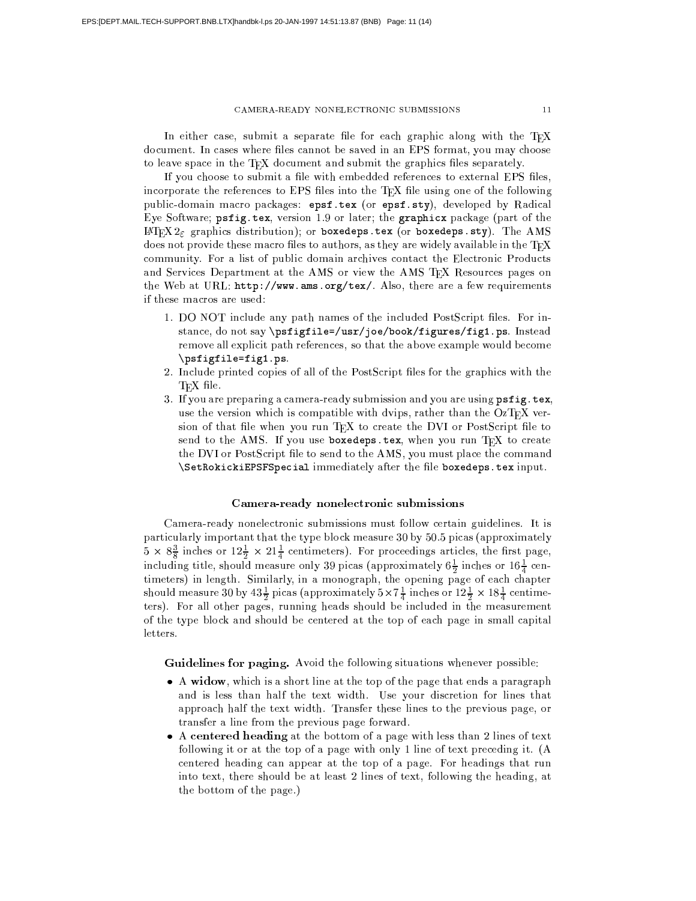In either case, submit a separate file for each graphic along with the TeX document. In cases where files cannot be saved in an EPS format, you may choose to leave space in the TeX document and submit the graphics files separately.

If you choose to submit a file with embedded references to external EPS files, incorporate the references to EPS files into the TeX file using one of the following public-domain macro packages: **epsf.tex** (or **epsf.sty**), developed by Radical Eye Software; **psfig.tex**, version 1.9 or later; the **graphicx** package (part of the LaTeX $2_\varepsilon$ graphics distribution); or **boxedeps.tex** (or **boxedeps.sty**). The AMS does not provide these macro files to authors, as they are widely available in the TeX community. For a list of public domain archives contact the Electronic Products and Services Department at the AMS or view the AMS TeX Resources pages on the Web at URL: **http://www.ams.org/tex/**. Also, there are a few requirements if these macros are used:

1. DO NOT include any path names of the included PostScript files. For instance, do not say `\psfigfile=/usr/joe/book/figures/fig1.ps`. Instead remove all explicit path references, so that the above example would become `\psfigfile=fig1.ps`.
2. Include printed copies of all of the PostScript files for the graphics with the TeX file.
3. If you are preparing a camera-ready submission and you are using **psfig.tex**, use the version which is compatible with dvips, rather than the OzTeX version of that file when you run TeX to create the DVI or PostScript file to send to the AMS. If you use **boxedeps.tex**, when you run TeX to create the DVI or PostScript file to send to the AMS, you must place the command `\SetRokickiEPSFSpecial` immediately after the file **boxedeps.tex** input.

## Camera-ready nonelectronic submissions

Camera-ready nonelectronic submissions must follow certain guidelines. It is particularly important that the type block measure 30 by 50.5 picas (approximately $5 \times 8\frac{3}{8}$ inches or $12\frac{1}{2} \times 21\frac{1}{4}$ centimeters). For proceedings articles, the first page, including title, should measure only 39 picas (approximately $6\frac{1}{2}$ inches or $16\frac{1}{4}$ centimeters) in length. Similarly, in a monograph, the opening page of each chapter should measure 30 by $43\frac{1}{2}$ picas (approximately $5 \times 7\frac{1}{4}$ inches or $12\frac{1}{2} \times 18\frac{1}{4}$ centimeters). For all other pages, running heads should be included in the measurement of the type block and should be centered at the top of each page in small capital letters.

**Guidelines for paging.** Avoid the following situations whenever possible:

- A **widow**, which is a short line at the top of the page that ends a paragraph and is less than half the text width. Use your discretion for lines that approach half the text width. Transfer these lines to the previous page, or transfer a line from the previous page forward.
- A **centered heading** at the bottom of a page with less than 2 lines of text following it or at the top of a page with only 1 line of text preceding it. (A centered heading can appear at the top of a page. For headings that run into text, there should be at least 2 lines of text, following the heading, at the bottom of the page.)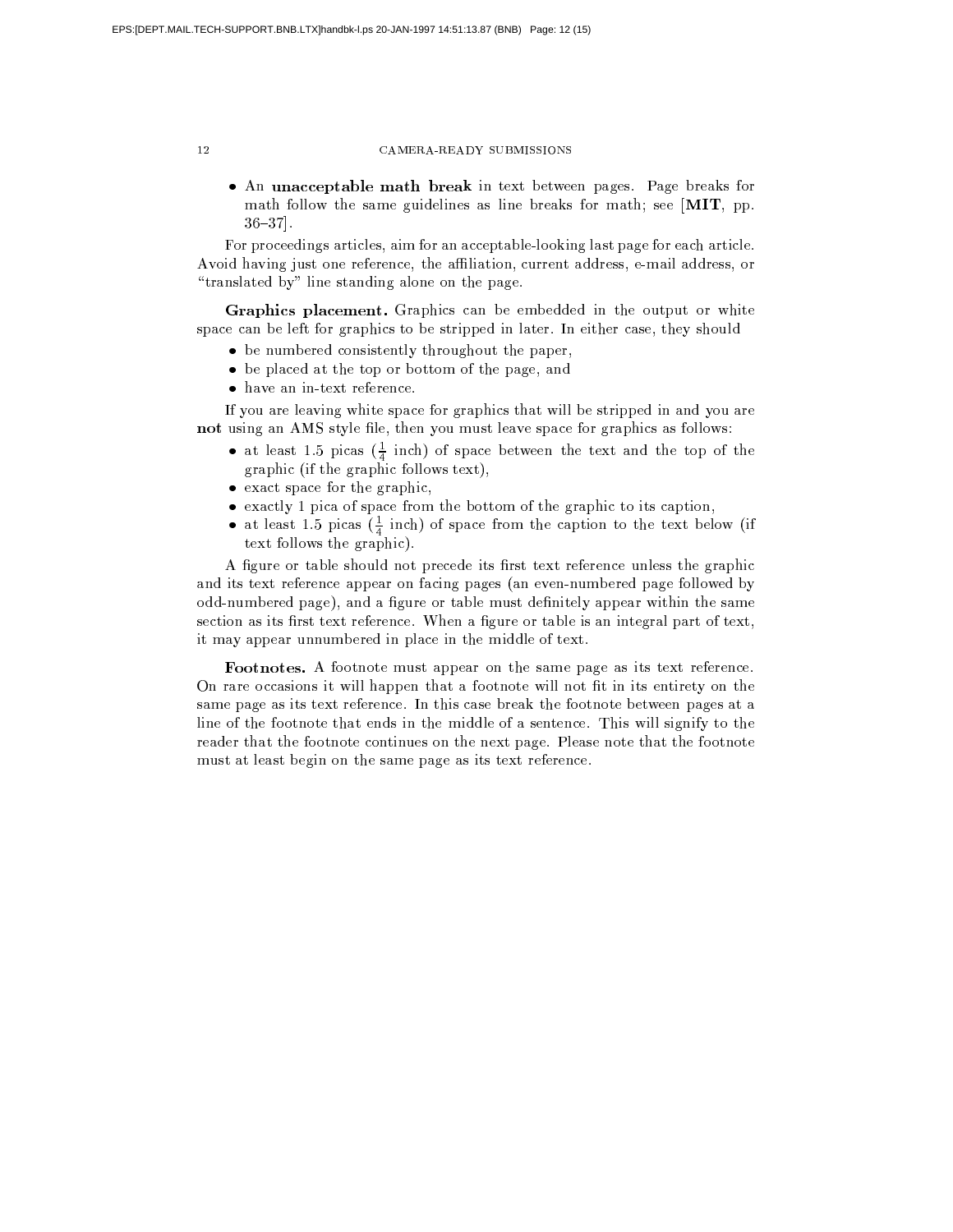- An **unacceptable math break** in text between pages. Page breaks for math follow the same guidelines as line breaks for math; see [**MIT**, pp. 36–37].

For proceedings articles, aim for an acceptable-looking last page for each article. Avoid having just one reference, the affiliation, current address, e-mail address, or "translated by" line standing alone on the page.

**Graphics placement.** Graphics can be embedded in the output or white space can be left for graphics to be stripped in later. In either case, they should

- be numbered consistently throughout the paper,
- be placed at the top or bottom of the page, and
- have an in-text reference.

If you are leaving white space for graphics that will be stripped in and you are **not** using an AMS style file, then you must leave space for graphics as follows:

- at least 1.5 picas ($\frac{1}{4}$ inch) of space between the text and the top of the graphic (if the graphic follows text),
- exact space for the graphic,
- exactly 1 pica of space from the bottom of the graphic to its caption,
- at least 1.5 picas ($\frac{1}{4}$ inch) of space from the caption to the text below (if text follows the graphic).

A figure or table should not precede its first text reference unless the graphic and its text reference appear on facing pages (an even-numbered page followed by odd-numbered page), and a figure or table must definitely appear within the same section as its first text reference. When a figure or table is an integral part of text, it may appear unnumbered in place in the middle of text.

**Footnotes.** A footnote must appear on the same page as its text reference. On rare occasions it will happen that a footnote will not fit in its entirety on the same page as its text reference. In this case break the footnote between pages at a line of the footnote that ends in the middle of a sentence. This will signify to the reader that the footnote continues on the next page. Please note that the footnote must at least begin on the same page as its text reference.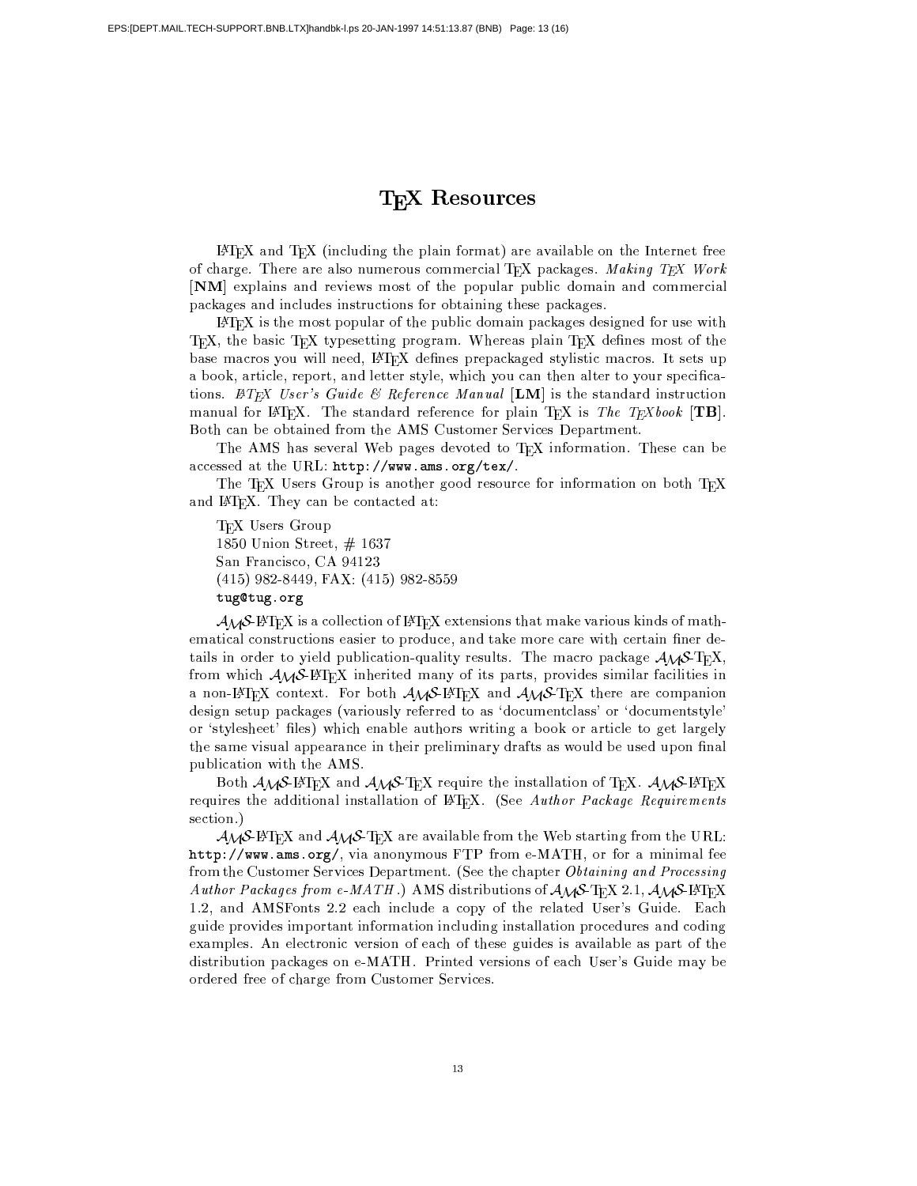# TEX Resources

LATEX and TEX (including the plain format) are available on the Internet free of charge. There are also numerous commercial TEX packages. *Making TEX Work* [**NM**] explains and reviews most of the popular public domain and commercial packages and includes instructions for obtaining these packages.

LATEX is the most popular of the public domain packages designed for use with TEX, the basic TEX typesetting program. Whereas plain TEX defines most of the base macros you will need, LATEX defines prepackaged stylistic macros. It sets up a book, article, report, and letter style, which you can then alter to your specifications. *LATEX User's Guide & Reference Manual* [**LM**] is the standard instruction manual for LATEX. The standard reference for plain TEX is *The TEXbook* [**TB**]. Both can be obtained from the AMS Customer Services Department.

The AMS has several Web pages devoted to TEX information. These can be accessed at the URL: `http://www.ams.org/tex/`.

The TEX Users Group is another good resource for information on both TEX and LATEX. They can be contacted at:

TEX Users Group
1850 Union Street, # 1637
San Francisco, CA 94123
(415) 982-8449, FAX: (415) 982-8559
`tug@tug.org`

AMS-LATEX is a collection of LATEX extensions that make various kinds of mathematical constructions easier to produce, and take more care with certain finer details in order to yield publication-quality results. The macro package AMS-TEX, from which AMS-LATEX inherited many of its parts, provides similar facilities in a non-LATEX context. For both AMS-LATEX and AMS-TEX there are companion design setup packages (variously referred to as 'documentclass' or 'documentstyle' or 'stylesheet' files) which enable authors writing a book or article to get largely the same visual appearance in their preliminary drafts as would be used upon final publication with the AMS.

Both AMS-LATEX and AMS-TEX require the installation of TEX. AMS-LATEX requires the additional installation of LATEX. (See *Author Package Requirements* section.)

AMS-LATEX and AMS-TEX are available from the Web starting from the URL: `http://www.ams.org/`, via anonymous FTP from e-MATH, or for a minimal fee from the Customer Services Department. (See the chapter *Obtaining and Processing Author Packages from e-MATH*.) AMS distributions of AMS-TEX 2.1, AMS-LATEX 1.2, and AMSFonts 2.2 each include a copy of the related User's Guide. Each guide provides important information including installation procedures and coding examples. An electronic version of each of these guides is available as part of the distribution packages on e-MATH. Printed versions of each User's Guide may be ordered free of charge from Customer Services.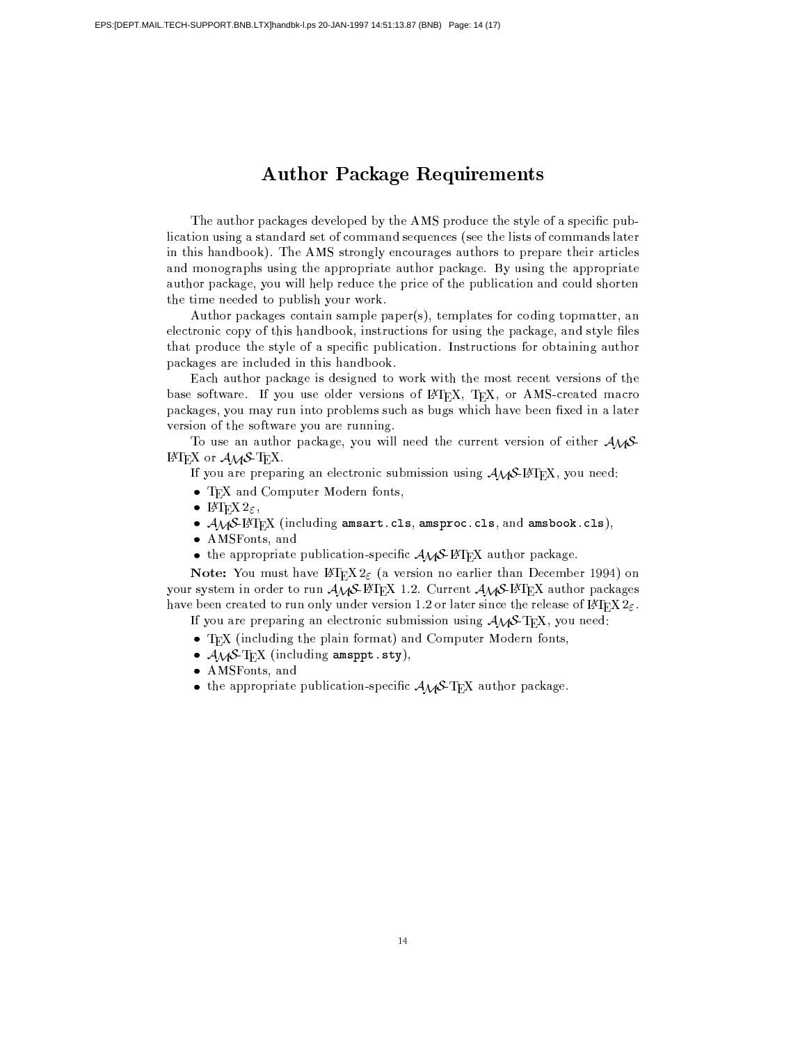# Author Package Requirements

The author packages developed by the AMS produce the style of a specific publication using a standard set of command sequences (see the lists of commands later in this handbook). The AMS strongly encourages authors to prepare their articles and monographs using the appropriate author package. By using the appropriate author package, you will help reduce the price of the publication and could shorten the time needed to publish your work.

Author packages contain sample paper(s), templates for coding topmatter, an electronic copy of this handbook, instructions for using the package, and style files that produce the style of a specific publication. Instructions for obtaining author packages are included in this handbook.

Each author package is designed to work with the most recent versions of the base software. If you use older versions of LaTeX, TeX, or AMS-created macro packages, you may run into problems such as bugs which have been fixed in a later version of the software you are running.

To use an author package, you will need the current version of either AMS-LaTeX or AMS-TeX.

If you are preparing an electronic submission using AMS-LaTeX, you need:

- TeX and Computer Modern fonts,
- LaTeX $2_\varepsilon$,
- AMS-LaTeX (including `amsart.cls`, `amsproc.cls`, and `amsbook.cls`),
- AMSFonts, and
- the appropriate publication-specific AMS-LaTeX author package.

**Note:** You must have LaTeX $2_\varepsilon$ (a version no earlier than December 1994) on your system in order to run AMS-LaTeX 1.2. Current AMS-LaTeX author packages have been created to run only under version 1.2 or later since the release of LaTeX $2_\varepsilon$.

If you are preparing an electronic submission using AMS-TeX, you need:

- TeX (including the plain format) and Computer Modern fonts,
- AMS-TeX (including `amsppt.sty`),
- AMSFonts, and
- the appropriate publication-specific AMS-TeX author package.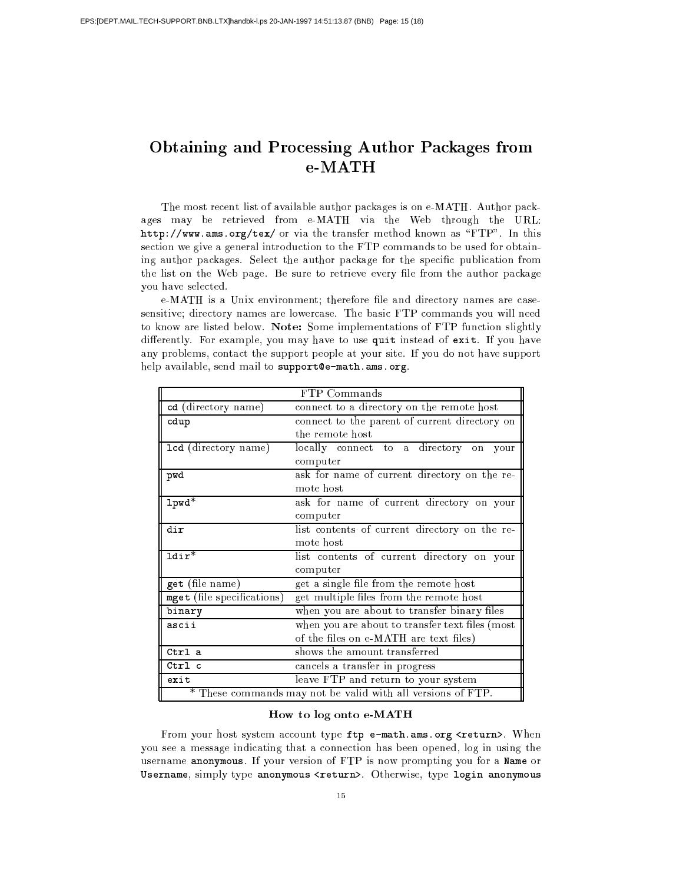# Obtaining and Processing Author Packages from e-MATH

The most recent list of available author packages is on e-MATH. Author packages may be retrieved from e-MATH via the Web through the URL: `http://www.ams.org/tex/` or via the transfer method known as "FTP". In this section we give a general introduction to the FTP commands to be used for obtaining author packages. Select the author package for the specific publication from the list on the Web page. Be sure to retrieve every file from the author package you have selected.

e-MATH is a Unix environment; therefore file and directory names are case-sensitive; directory names are lowercase. The basic FTP commands you will need to know are listed below. **Note:** Some implementations of FTP function slightly differently. For example, you may have to use `quit` instead of `exit`. If you have any problems, contact the support people at your site. If you do not have support help available, send mail to `support@e-math.ams.org`.

| FTP Commands | |
|---|---|
| `cd` (directory name) | connect to a directory on the remote host |
| `cdup` | connect to the parent of current directory on the remote host |
| `lcd` (directory name) | locally connect to a directory on your computer |
| `pwd` | ask for name of current directory on the remote host |
| `lpwd`* | ask for name of current directory on your computer |
| `dir` | list contents of current directory on the remote host |
| `ldir`* | list contents of current directory on your computer |
| `get` (file name) | get a single file from the remote host |
| `mget` (file specifications) | get multiple files from the remote host |
| `binary` | when you are about to transfer binary files |
| `ascii` | when you are about to transfer text files (most of the files on e-MATH are text files) |
| `Ctrl a` | shows the amount transferred |
| `Ctrl c` | cancels a transfer in progress |
| `exit` | leave FTP and return to your system |
| * These commands may not be valid with all versions of FTP. | |

### How to log onto e-MATH

From your host system account type `ftp e-math.ams.org <return>`. When you see a message indicating that a connection has been opened, log in using the username `anonymous`. If your version of FTP is now prompting you for a `Name` or `Username`, simply type `anonymous <return>`. Otherwise, type `login anonymous`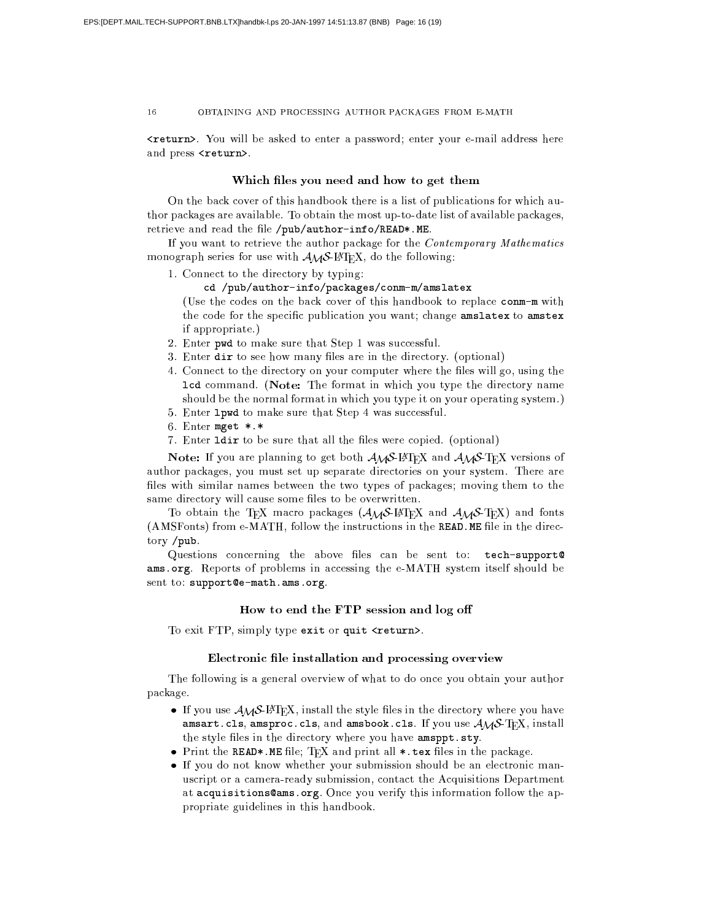<return>. You will be asked to enter a password; enter your e-mail address here and press <return>.

### Which files you need and how to get them

On the back cover of this handbook there is a list of publications for which author packages are available. To obtain the most up-to-date list of available packages, retrieve and read the file `/pub/author-info/READ*.ME`.

If you want to retrieve the author package for the *Contemporary Mathematics* monograph series for use with $\mathcal{A}\mathcal{M}\mathcal{S}$-LaTeX, do the following:

1. Connect to the directory by typing:
   `cd /pub/author-info/packages/conm-m/amslatex`
   (Use the codes on the back cover of this handbook to replace `conm-m` with the code for the specific publication you want; change `amslatex` to `amstex` if appropriate.)
2. Enter `pwd` to make sure that Step 1 was successful.
3. Enter `dir` to see how many files are in the directory. (optional)
4. Connect to the directory on your computer where the files will go, using the `lcd` command. (**Note:** The format in which you type the directory name should be the normal format in which you type it on your operating system.)
5. Enter `lpwd` to make sure that Step 4 was successful.
6. Enter `mget *.*`
7. Enter `ldir` to be sure that all the files were copied. (optional)

**Note:** If you are planning to get both $\mathcal{A}\mathcal{M}\mathcal{S}$-LaTeX and $\mathcal{A}\mathcal{M}\mathcal{S}$-TeX versions of author packages, you must set up separate directories on your system. There are files with similar names between the two types of packages; moving them to the same directory will cause some files to be overwritten.

To obtain the TeX macro packages ($\mathcal{A}\mathcal{M}\mathcal{S}$-LaTeX and $\mathcal{A}\mathcal{M}\mathcal{S}$-TeX) and fonts (AMSFonts) from e-MATH, follow the instructions in the `READ.ME` file in the directory `/pub`.

Questions concerning the above files can be sent to: `tech-support@ams.org`. Reports of problems in accessing the e-MATH system itself should be sent to: `support@e-math.ams.org`.

### How to end the FTP session and log off

To exit FTP, simply type `exit` or `quit <return>`.

### Electronic file installation and processing overview

The following is a general overview of what to do once you obtain your author package.

- If you use $\mathcal{A}\mathcal{M}\mathcal{S}$-LaTeX, install the style files in the directory where you have `amsart.cls`, `amsproc.cls`, and `amsbook.cls`. If you use $\mathcal{A}\mathcal{M}\mathcal{S}$-TeX, install the style files in the directory where you have `amsppt.sty`.
- Print the `READ*.ME` file; TeX and print all `*.tex` files in the package.
- If you do not know whether your submission should be an electronic manuscript or a camera-ready submission, contact the Acquisitions Department at `acquisitions@ams.org`. Once you verify this information follow the appropriate guidelines in this handbook.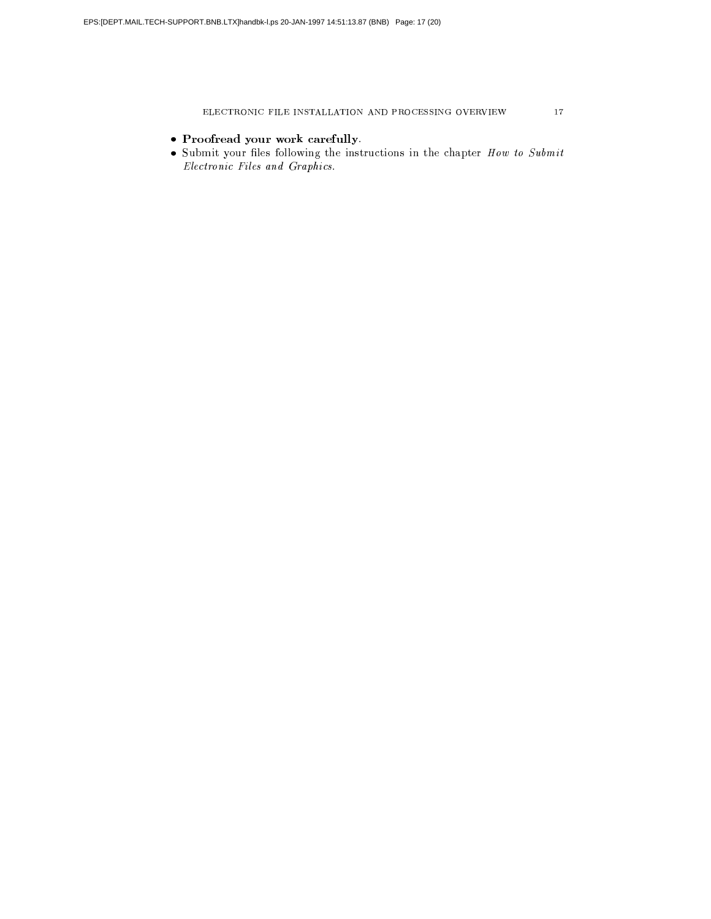- **Proofread your work carefully**.
- Submit your files following the instructions in the chapter *How to Submit Electronic Files and Graphics*.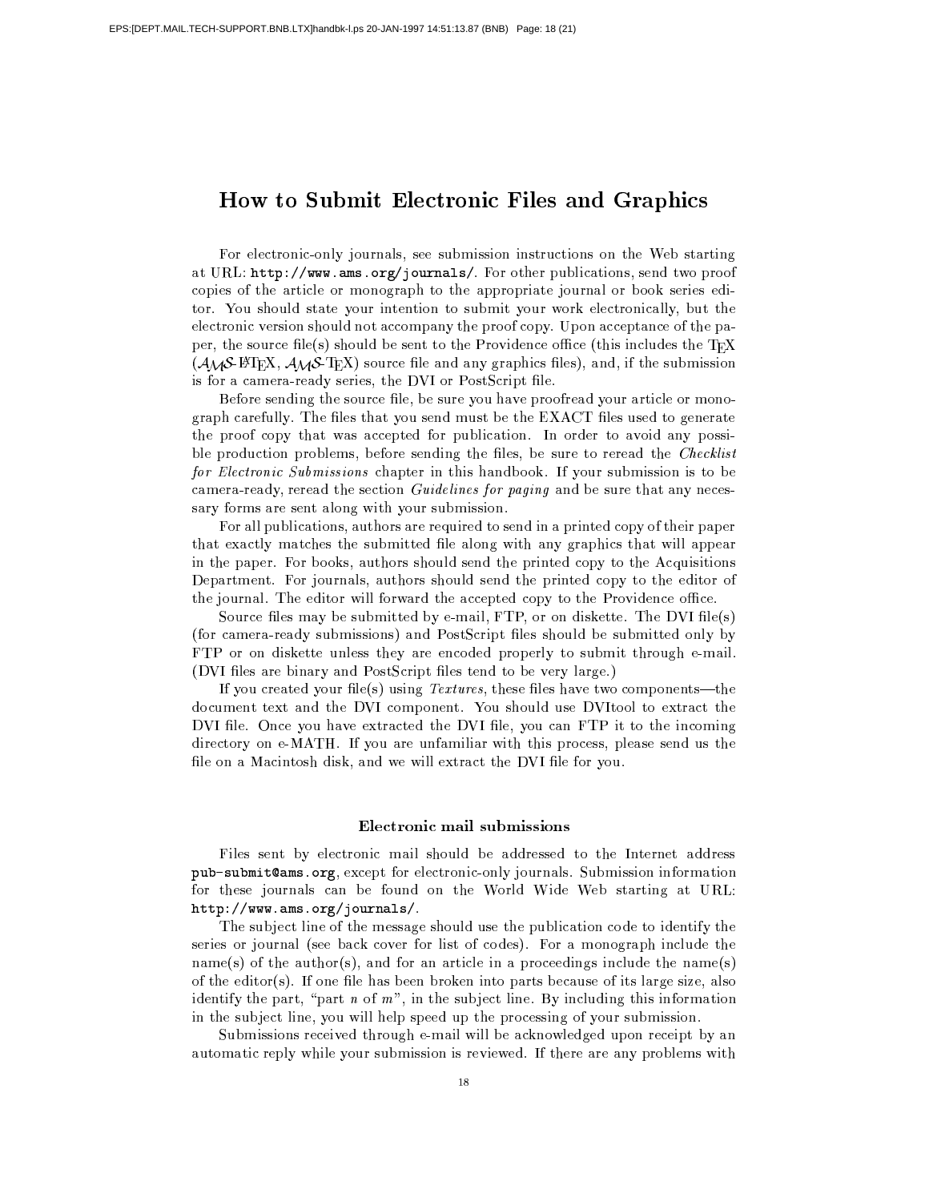# How to Submit Electronic Files and Graphics

For electronic-only journals, see submission instructions on the Web starting at URL: `http://www.ams.org/journals/`. For other publications, send two proof copies of the article or monograph to the appropriate journal or book series editor. You should state your intention to submit your work electronically, but the electronic version should not accompany the proof copy. Upon acceptance of the paper, the source file(s) should be sent to the Providence office (this includes the TeX (AMS-LaTeX, AMS-TeX) source file and any graphics files), and, if the submission is for a camera-ready series, the DVI or PostScript file.

Before sending the source file, be sure you have proofread your article or monograph carefully. The files that you send must be the EXACT files used to generate the proof copy that was accepted for publication. In order to avoid any possible production problems, before sending the files, be sure to reread the *Checklist for Electronic Submissions* chapter in this handbook. If your submission is to be camera-ready, reread the section *Guidelines for paging* and be sure that any necessary forms are sent along with your submission.

For all publications, authors are required to send in a printed copy of their paper that exactly matches the submitted file along with any graphics that will appear in the paper. For books, authors should send the printed copy to the Acquisitions Department. For journals, authors should send the printed copy to the editor of the journal. The editor will forward the accepted copy to the Providence office.

Source files may be submitted by e-mail, FTP, or on diskette. The DVI file(s) (for camera-ready submissions) and PostScript files should be submitted only by FTP or on diskette unless they are encoded properly to submit through e-mail. (DVI files are binary and PostScript files tend to be very large.)

If you created your file(s) using *Textures*, these files have two components—the document text and the DVI component. You should use DVItool to extract the DVI file. Once you have extracted the DVI file, you can FTP it to the incoming directory on e-MATH. If you are unfamiliar with this process, please send us the file on a Macintosh disk, and we will extract the DVI file for you.

### Electronic mail submissions

Files sent by electronic mail should be addressed to the Internet address **`pub-submit@ams.org`**, except for electronic-only journals. Submission information for these journals can be found on the World Wide Web starting at URL: **`http://www.ams.org/journals/`**.

The subject line of the message should use the publication code to identify the series or journal (see back cover for list of codes). For a monograph include the name(s) of the author(s), and for an article in a proceedings include the name(s) of the editor(s). If one file has been broken into parts because of its large size, also identify the part, "part $n$ of $m$", in the subject line. By including this information in the subject line, you will help speed up the processing of your submission.

Submissions received through e-mail will be acknowledged upon receipt by an automatic reply while your submission is reviewed. If there are any problems with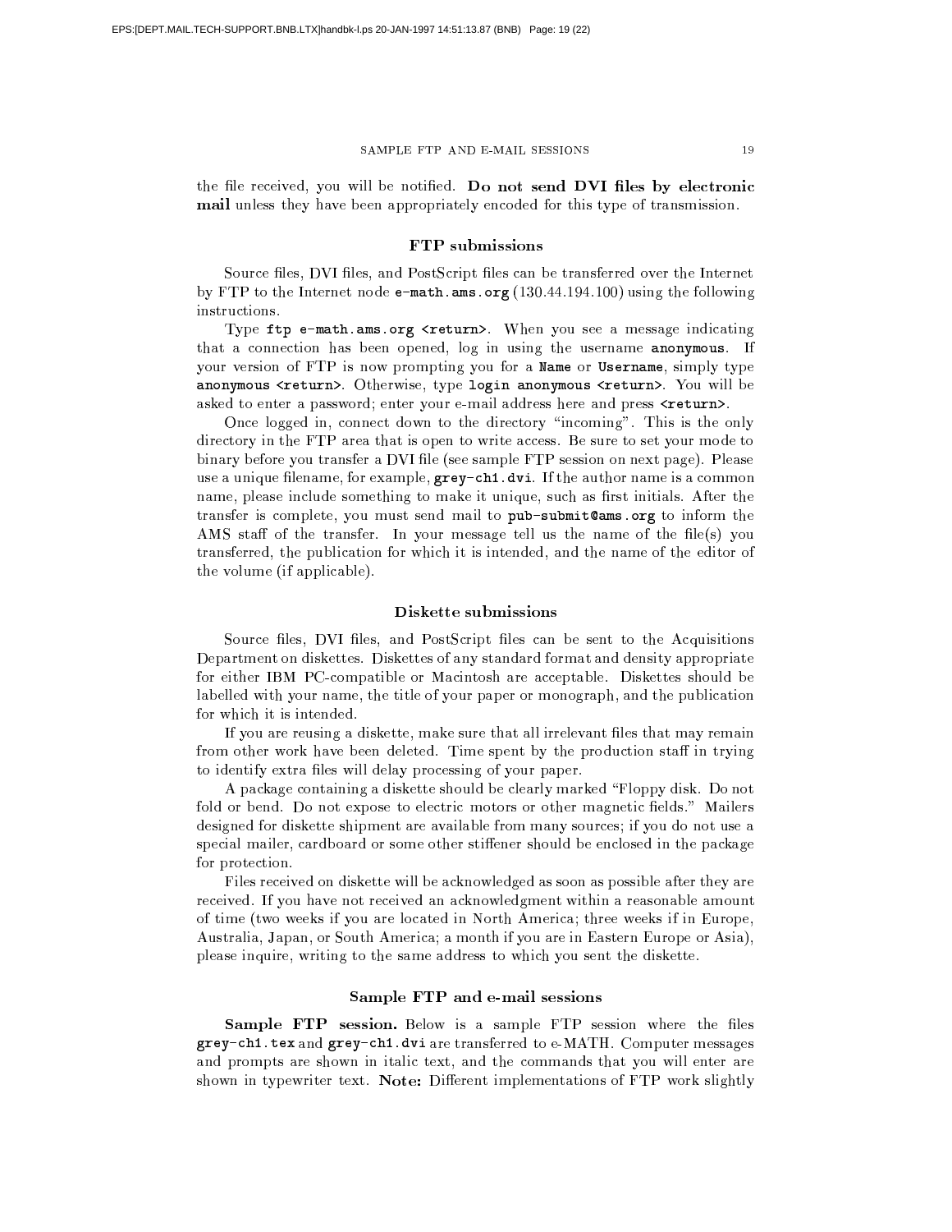the file received, you will be notified. **Do not send DVI files by electronic mail** unless they have been appropriately encoded for this type of transmission.

### FTP submissions

Source files, DVI files, and PostScript files can be transferred over the Internet by FTP to the Internet node **`e-math.ams.org`** (130.44.194.100) using the following instructions.

Type **`ftp e-math.ams.org <return>`**. When you see a message indicating that a connection has been opened, log in using the username **`anonymous`**. If your version of FTP is now prompting you for a **`Name`** or **`Username`**, simply type **`anonymous <return>`**. Otherwise, type **`login anonymous <return>`**. You will be asked to enter a password; enter your e-mail address here and press **`<return>`**.

Once logged in, connect down to the directory "incoming". This is the only directory in the FTP area that is open to write access. Be sure to set your mode to binary before you transfer a DVI file (see sample FTP session on next page). Please use a unique filename, for example, **`grey-ch1.dvi`**. If the author name is a common name, please include something to make it unique, such as first initials. After the transfer is complete, you must send mail to **`pub-submit@ams.org`** to inform the AMS staff of the transfer. In your message tell us the name of the file(s) you transferred, the publication for which it is intended, and the name of the editor of the volume (if applicable).

### Diskette submissions

Source files, DVI files, and PostScript files can be sent to the Acquisitions Department on diskettes. Diskettes of any standard format and density appropriate for either IBM PC-compatible or Macintosh are acceptable. Diskettes should be labelled with your name, the title of your paper or monograph, and the publication for which it is intended.

If you are reusing a diskette, make sure that all irrelevant files that may remain from other work have been deleted. Time spent by the production staff in trying to identify extra files will delay processing of your paper.

A package containing a diskette should be clearly marked "Floppy disk. Do not fold or bend. Do not expose to electric motors or other magnetic fields." Mailers designed for diskette shipment are available from many sources; if you do not use a special mailer, cardboard or some other stiffener should be enclosed in the package for protection.

Files received on diskette will be acknowledged as soon as possible after they are received. If you have not received an acknowledgment within a reasonable amount of time (two weeks if you are located in North America; three weeks if in Europe, Australia, Japan, or South America; a month if you are in Eastern Europe or Asia), please inquire, writing to the same address to which you sent the diskette.

### Sample FTP and e-mail sessions

**Sample FTP session.** Below is a sample FTP session where the files **`grey-ch1.tex`** and **`grey-ch1.dvi`** are transferred to e-MATH. Computer messages and prompts are shown in italic text, and the commands that you will enter are shown in typewriter text. **Note:** Different implementations of FTP work slightly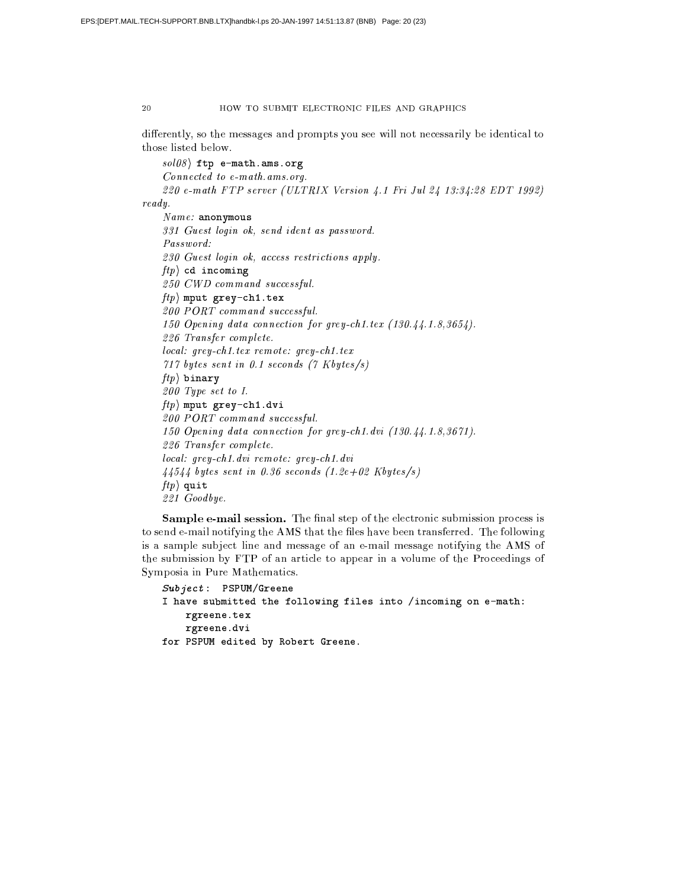differently, so the messages and prompts you see will not necessarily be identical to those listed below.

```
sol08> ftp e-math.ams.org
Connected to e-math.ams.org.
220 e-math FTP server (ULTRIX Version 4.1 Fri Jul 24 13:34:28 EDT 1992) ready.
Name: anonymous
331 Guest login ok, send ident as password.
Password:
230 Guest login ok, access restrictions apply.
ftp> cd incoming
250 CWD command successful.
ftp> mput grey-ch1.tex
200 PORT command successful.
150 Opening data connection for grey-ch1.tex (130.44.1.8,3654).
226 Transfer complete.
local: grey-ch1.tex remote: grey-ch1.tex
717 bytes sent in 0.1 seconds (7 Kbytes/s)
ftp> binary
200 Type set to I.
ftp> mput grey-ch1.dvi
200 PORT command successful.
150 Opening data connection for grey-ch1.dvi (130.44.1.8,3671).
226 Transfer complete.
local: grey-ch1.dvi remote: grey-ch1.dvi
44544 bytes sent in 0.36 seconds (1.2e+02 Kbytes/s)
ftp> quit
221 Goodbye.
```

**Sample e-mail session.** The final step of the electronic submission process is to send e-mail notifying the AMS that the files have been transferred. The following is a sample subject line and message of an e-mail message notifying the AMS of the submission by FTP of an article to appear in a volume of the Proceedings of Symposia in Pure Mathematics.

```
Subject: PSPUM/Greene
I have submitted the following files into /incoming on e-math:
    rgreene.tex
    rgreene.dvi
for PSPUM edited by Robert Greene.
```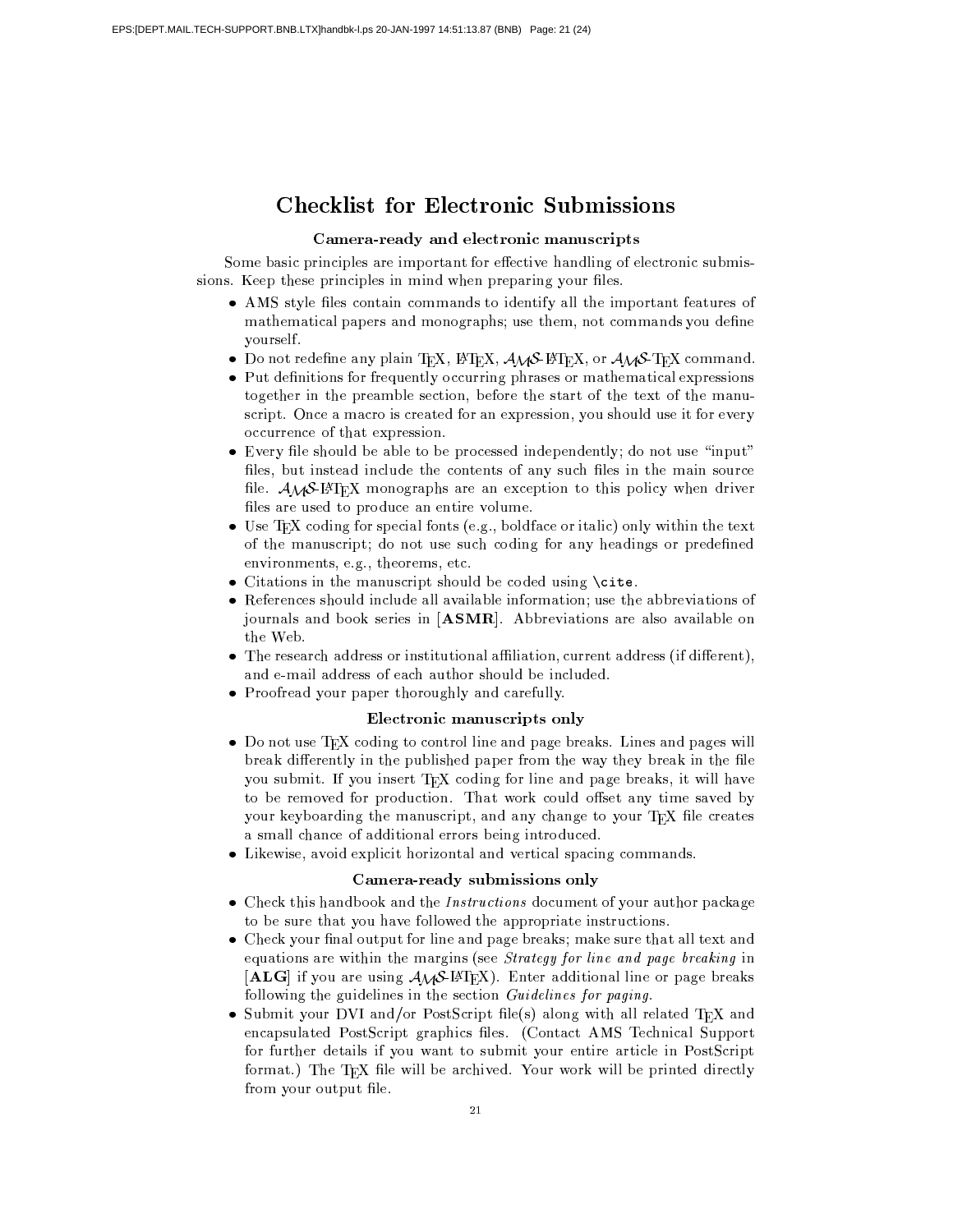# Checklist for Electronic Submissions

## Camera-ready and electronic manuscripts

Some basic principles are important for effective handling of electronic submissions. Keep these principles in mind when preparing your files.

- AMS style files contain commands to identify all the important features of mathematical papers and monographs; use them, not commands you define yourself.
- Do not redefine any plain TeX, LaTeX, AMS-LaTeX, or AMS-TeX command.
- Put definitions for frequently occurring phrases or mathematical expressions together in the preamble section, before the start of the text of the manuscript. Once a macro is created for an expression, you should use it for every occurrence of that expression.
- Every file should be able to be processed independently; do not use "input" files, but instead include the contents of any such files in the main source file. AMS-LaTeX monographs are an exception to this policy when driver files are used to produce an entire volume.
- Use TeX coding for special fonts (e.g., boldface or italic) only within the text of the manuscript; do not use such coding for any headings or predefined environments, e.g., theorems, etc.
- Citations in the manuscript should be coded using `\cite`.
- References should include all available information; use the abbreviations of journals and book series in [**ASMR**]. Abbreviations are also available on the Web.
- The research address or institutional affiliation, current address (if different), and e-mail address of each author should be included.
- Proofread your paper thoroughly and carefully.

## Electronic manuscripts only

- Do not use TeX coding to control line and page breaks. Lines and pages will break differently in the published paper from the way they break in the file you submit. If you insert TeX coding for line and page breaks, it will have to be removed for production. That work could offset any time saved by your keyboarding the manuscript, and any change to your TeX file creates a small chance of additional errors being introduced.
- Likewise, avoid explicit horizontal and vertical spacing commands.

## Camera-ready submissions only

- Check this handbook and the *Instructions* document of your author package to be sure that you have followed the appropriate instructions.
- Check your final output for line and page breaks; make sure that all text and equations are within the margins (see *Strategy for line and page breaking* in [**ALG**] if you are using AMS-LaTeX). Enter additional line or page breaks following the guidelines in the section *Guidelines for paging*.
- Submit your DVI and/or PostScript file(s) along with all related TeX and encapsulated PostScript graphics files. (Contact AMS Technical Support for further details if you want to submit your entire article in PostScript format.) The TeX file will be archived. Your work will be printed directly from your output file.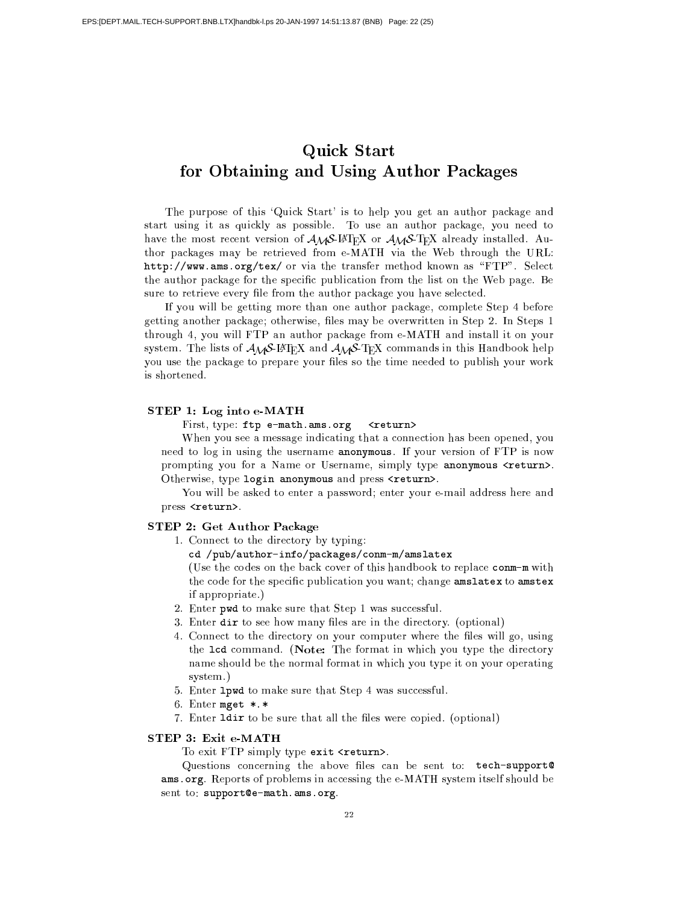# Quick Start for Obtaining and Using Author Packages

The purpose of this 'Quick Start' is to help you get an author package and start using it as quickly as possible. To use an author package, you need to have the most recent version of $\mathcal{A}_{\mathcal{M}}\mathcal{S}$-LaTeX or $\mathcal{A}_{\mathcal{M}}\mathcal{S}$-TeX already installed. Author packages may be retrieved from e-MATH via the Web through the URL: `http://www.ams.org/tex/` or via the transfer method known as "FTP". Select the author package for the specific publication from the list on the Web page. Be sure to retrieve every file from the author package you have selected.

If you will be getting more than one author package, complete Step 4 before getting another package; otherwise, files may be overwritten in Step 2. In Steps 1 through 4, you will FTP an author package from e-MATH and install it on your system. The lists of $\mathcal{A}_{\mathcal{M}}\mathcal{S}$-LaTeX and $\mathcal{A}_{\mathcal{M}}\mathcal{S}$-TeX commands in this Handbook help you use the package to prepare your files so the time needed to publish your work is shortened.

### STEP 1: Log into e-MATH

First, type: `ftp e-math.ams.org` `<return>`

When you see a message indicating that a connection has been opened, you need to log in using the username **anonymous**. If your version of FTP is now prompting you for a Name or Username, simply type `anonymous <return>`. Otherwise, type `login anonymous` and press `<return>`.

You will be asked to enter a password; enter your e-mail address here and press `<return>`.

### STEP 2: Get Author Package

1. Connect to the directory by typing:
   `cd /pub/author-info/packages/conm-m/amslatex`
   (Use the codes on the back cover of this handbook to replace `conm-m` with the code for the specific publication you want; change `amslatex` to `amstex` if appropriate.)
2. Enter `pwd` to make sure that Step 1 was successful.
3. Enter `dir` to see how many files are in the directory. (optional)
4. Connect to the directory on your computer where the files will go, using the `lcd` command. (**Note:** The format in which you type the directory name should be the normal format in which you type it on your operating system.)
5. Enter `lpwd` to make sure that Step 4 was successful.
6. Enter `mget *.*`
7. Enter `ldir` to be sure that all the files were copied. (optional)

### STEP 3: Exit e-MATH

To exit FTP simply type `exit <return>`.

Questions concerning the above files can be sent to: `tech-support@ams.org`. Reports of problems in accessing the e-MATH system itself should be sent to: `support@e-math.ams.org`.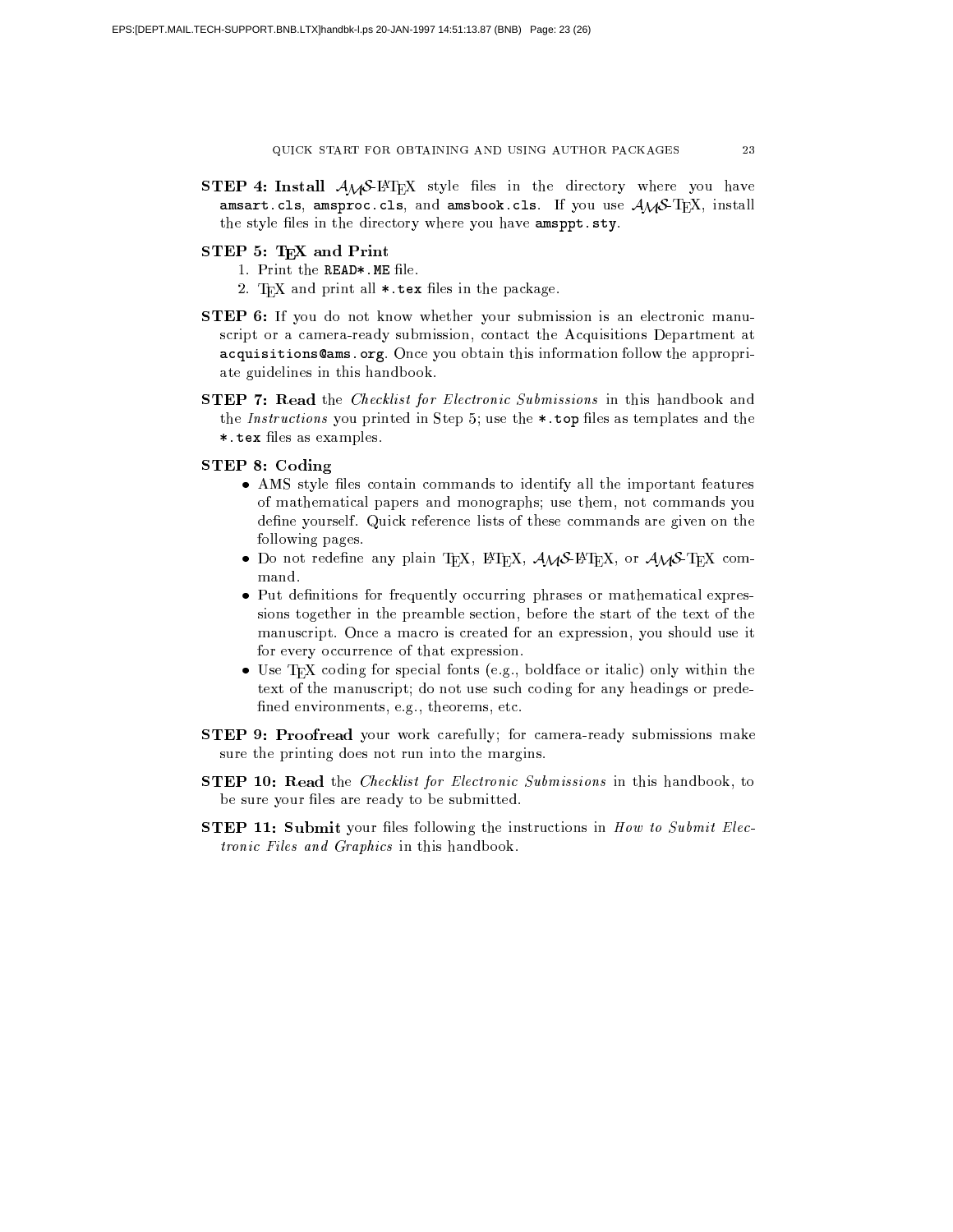**STEP 4: Install** AMS-LaTeX style files in the directory where you have `amsart.cls`, `amsproc.cls`, and `amsbook.cls`. If you use AMS-TeX, install the style files in the directory where you have `amsppt.sty`.

**STEP 5: TeX and Print**

1. Print the `READ*.ME` file.
2. TeX and print all `*.tex` files in the package.

**STEP 6:** If you do not know whether your submission is an electronic manuscript or a camera-ready submission, contact the Acquisitions Department at `acquisitions@ams.org`. Once you obtain this information follow the appropriate guidelines in this handbook.

**STEP 7: Read** the *Checklist for Electronic Submissions* in this handbook and the *Instructions* you printed in Step 5; use the `*.top` files as templates and the `*.tex` files as examples.

**STEP 8: Coding**

- AMS style files contain commands to identify all the important features of mathematical papers and monographs; use them, not commands you define yourself. Quick reference lists of these commands are given on the following pages.
- Do not redefine any plain TeX, LaTeX, AMS-LaTeX, or AMS-TeX command.
- Put definitions for frequently occurring phrases or mathematical expressions together in the preamble section, before the start of the text of the manuscript. Once a macro is created for an expression, you should use it for every occurrence of that expression.
- Use TeX coding for special fonts (e.g., boldface or italic) only within the text of the manuscript; do not use such coding for any headings or predefined environments, e.g., theorems, etc.

**STEP 9: Proofread** your work carefully; for camera-ready submissions make sure the printing does not run into the margins.

**STEP 10: Read** the *Checklist for Electronic Submissions* in this handbook, to be sure your files are ready to be submitted.

**STEP 11: Submit** your files following the instructions in *How to Submit Electronic Files and Graphics* in this handbook.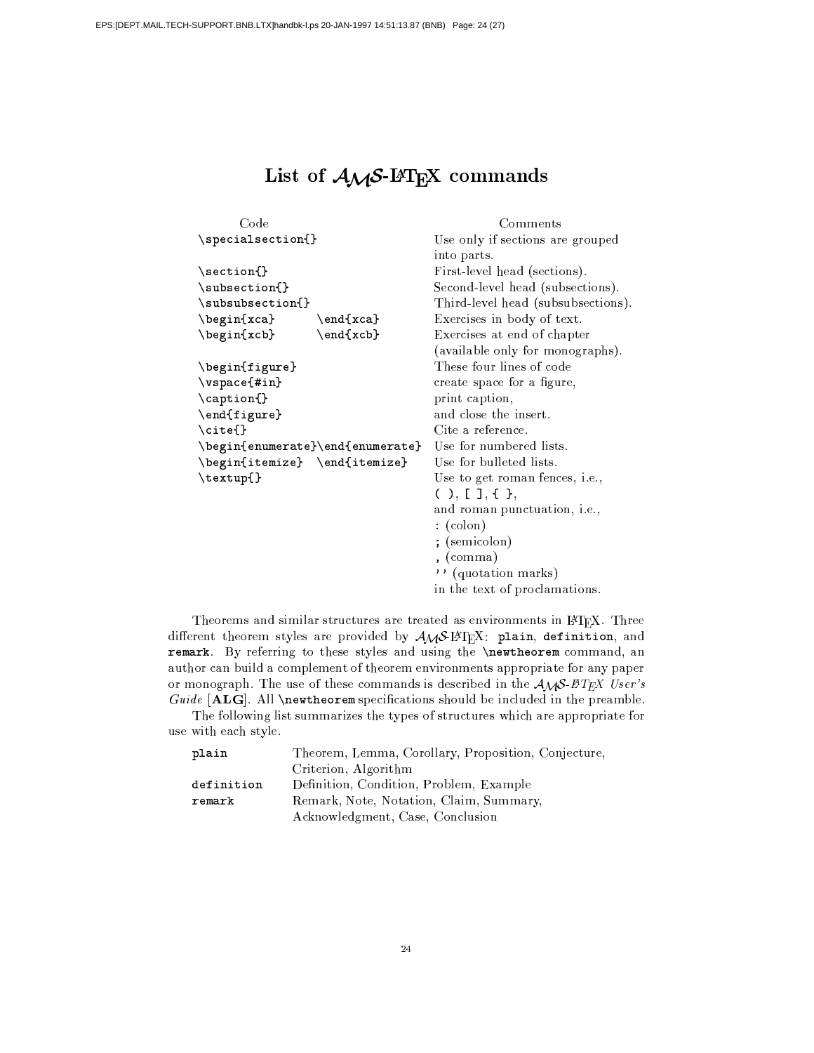# List of AMS-LaTeX commands

| Code | Comments |
|---|---|
| `\specialsection{}` | Use only if sections are grouped into parts. |
| `\section{}` | First-level head (sections). |
| `\subsection{}` | Second-level head (subsections). |
| `\subsubsection{}` | Third-level head (subsubsections). |
| `\begin{xca}` `\end{xca}` | Exercises in body of text. |
| `\begin{xcb}` `\end{xcb}` | Exercises at end of chapter (available only for monographs). |
| `\begin{figure}`<br>`\vspace{#in}`<br>`\caption{}`<br>`\end{figure}` | These four lines of code create space for a figure, print caption, and close the insert. |
| `\cite{}` | Cite a reference. |
| `\begin{enumerate}\end{enumerate}` | Use for numbered lists. |
| `\begin{itemize}` `\end{itemize}` | Use for bulleted lists. |
| `\textup{}` | Use to get roman fences, i.e., `( )`, `[ ]`, `{ }`, and roman punctuation, i.e., `:` (colon) `;` (semicolon) `,` (comma) `''` (quotation marks) in the text of proclamations. |

Theorems and similar structures are treated as environments in LaTeX. Three different theorem styles are provided by AMS-LaTeX: `plain`, `definition`, and `remark`. By referring to these styles and using the `\newtheorem` command, an author can build a complement of theorem environments appropriate for any paper or monograph. The use of these commands is described in the *AMS-LaTeX User's Guide* [**ALG**]. All `\newtheorem` specifications should be included in the preamble.

The following list summarizes the types of structures which are appropriate for use with each style.

| | |
|---|---|
| `plain` | Theorem, Lemma, Corollary, Proposition, Conjecture, Criterion, Algorithm |
| `definition` | Definition, Condition, Problem, Example |
| `remark` | Remark, Note, Notation, Claim, Summary, Acknowledgment, Case, Conclusion |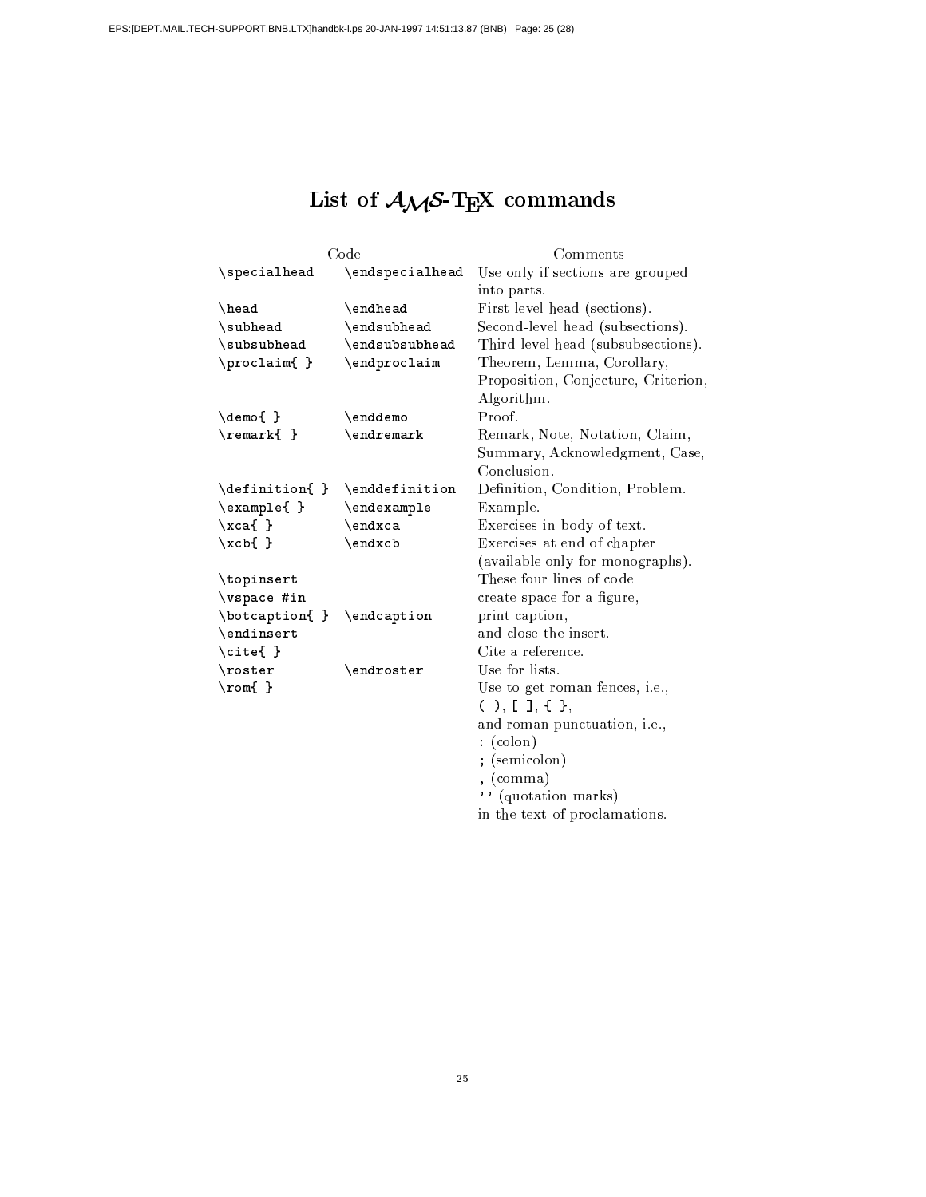# List of $\mathcal{A}_{\mathcal{M}}\mathcal{S}$-TEX commands

| Code | | Comments |
|---|---|---|
| `\specialhead` | `\endspecialhead` | Use only if sections are grouped into parts. |
| `\head` | `\endhead` | First-level head (sections). |
| `\subhead` | `\endsubhead` | Second-level head (subsections). |
| `\subsubhead` | `\endsubsubhead` | Third-level head (subsubsections). |
| `\proclaim{ }` | `\endproclaim` | Theorem, Lemma, Corollary, Proposition, Conjecture, Criterion, Algorithm. |
| `\demo{ }` | `\enddemo` | Proof. |
| `\remark{ }` | `\endremark` | Remark, Note, Notation, Claim, Summary, Acknowledgment, Case, Conclusion. |
| `\definition{ }` | `\enddefinition` | Definition, Condition, Problem. |
| `\example{ }` | `\endexample` | Example. |
| `\xca{ }` | `\endxca` | Exercises in body of text. |
| `\xcb{ }` | `\endxcb` | Exercises at end of chapter (available only for monographs). |
| `\topinsert` | | These four lines of code |
| `\vspace #in` | | create space for a figure, |
| `\botcaption{ }` | `\endcaption` | print caption, |
| `\endinsert` | | and close the insert. |
| `\cite{ }` | | Cite a reference. |
| `\roster` | `\endroster` | Use for lists. |
| `\rom{ }` | | Use to get roman fences, i.e., `( )`, `[ ]`, `{ }`, and roman punctuation, i.e., `:` (colon) `;` (semicolon) `,` (comma) `''` (quotation marks) in the text of proclamations. |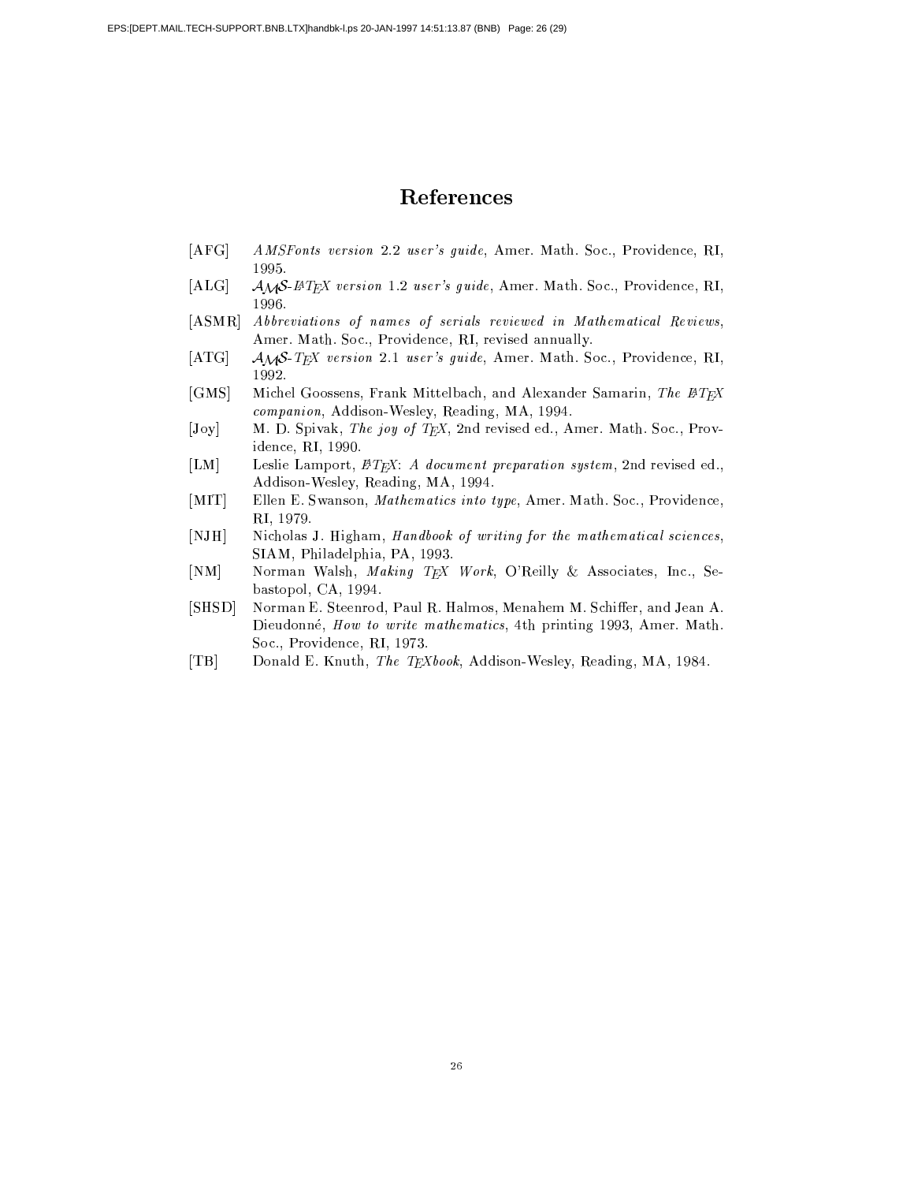# References

[AFG] *AMSFonts version 2.2 user's guide*, Amer. Math. Soc., Providence, RI, 1995.

[ALG] *AMS-LaTeX version 1.2 user's guide*, Amer. Math. Soc., Providence, RI, 1996.

[ASMR] *Abbreviations of names of serials reviewed in Mathematical Reviews*, Amer. Math. Soc., Providence, RI, revised annually.

[ATG] *AMS-TeX version 2.1 user's guide*, Amer. Math. Soc., Providence, RI, 1992.

[GMS] Michel Goossens, Frank Mittelbach, and Alexander Samarin, *The LaTeX companion*, Addison-Wesley, Reading, MA, 1994.

[Joy] M. D. Spivak, *The joy of TeX*, 2nd revised ed., Amer. Math. Soc., Providence, RI, 1990.

[LM] Leslie Lamport, *LaTeX: A document preparation system*, 2nd revised ed., Addison-Wesley, Reading, MA, 1994.

[MIT] Ellen E. Swanson, *Mathematics into type*, Amer. Math. Soc., Providence, RI, 1979.

[NJH] Nicholas J. Higham, *Handbook of writing for the mathematical sciences*, SIAM, Philadelphia, PA, 1993.

[NM] Norman Walsh, *Making TeX Work*, O'Reilly & Associates, Inc., Sebastopol, CA, 1994.

[SHSD] Norman E. Steenrod, Paul R. Halmos, Menahem M. Schiffer, and Jean A. Dieudonné, *How to write mathematics*, 4th printing 1993, Amer. Math. Soc., Providence, RI, 1973.

[TB] Donald E. Knuth, *The TeXbook*, Addison-Wesley, Reading, MA, 1984.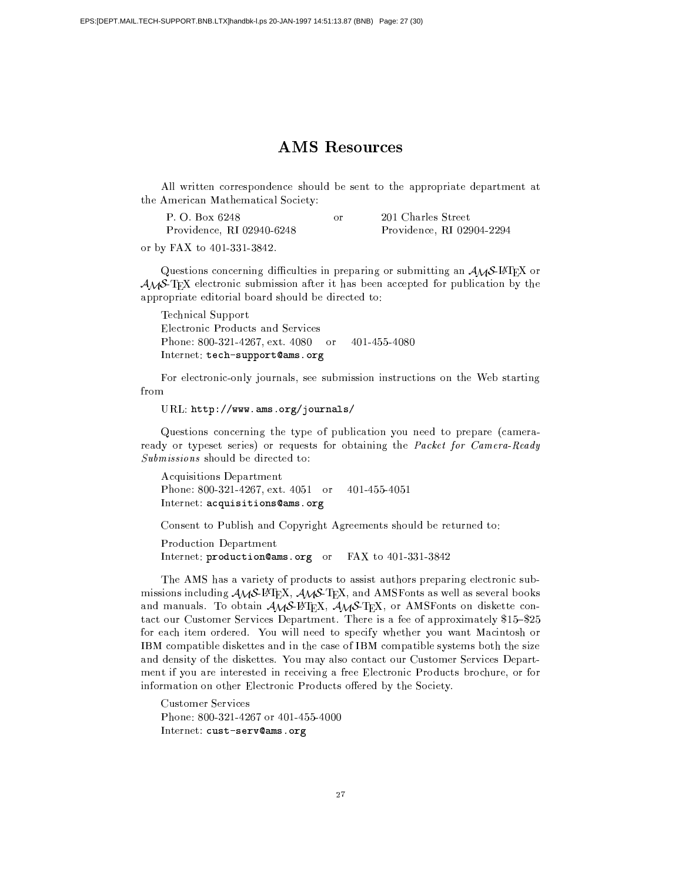# AMS Resources

All written correspondence should be sent to the appropriate department at the American Mathematical Society:

| | | |
|---|---|---|
| P. O. Box 6248 | or | 201 Charles Street |
| Providence, RI 02940-6248 | | Providence, RI 02904-2294 |

or by FAX to 401-331-3842.

Questions concerning difficulties in preparing or submitting an AMS-LaTeX or AMS-TeX electronic submission after it has been accepted for publication by the appropriate editorial board should be directed to:

Technical Support
Electronic Products and Services
Phone: 800-321-4267, ext. 4080 or 401-455-4080
Internet: **tech-support@ams.org**

For electronic-only journals, see submission instructions on the Web starting from

URL: **http://www.ams.org/journals/**

Questions concerning the type of publication you need to prepare (camera-ready or typeset series) or requests for obtaining the *Packet for Camera-Ready Submissions* should be directed to:

Acquisitions Department
Phone: 800-321-4267, ext. 4051 or 401-455-4051
Internet: **acquisitions@ams.org**

Consent to Publish and Copyright Agreements should be returned to:

Production Department
Internet: **production@ams.org** or FAX to 401-331-3842

The AMS has a variety of products to assist authors preparing electronic submissions including AMS-LaTeX, AMS-TeX, and AMSFonts as well as several books and manuals. To obtain AMS-LaTeX, AMS-TeX, or AMSFonts on diskette contact our Customer Services Department. There is a fee of approximately \$15–\$25 for each item ordered. You will need to specify whether you want Macintosh or IBM compatible diskettes and in the case of IBM compatible systems both the size and density of the diskettes. You may also contact our Customer Services Department if you are interested in receiving a free Electronic Products brochure, or for information on other Electronic Products offered by the Society.

Customer Services
Phone: 800-321-4267 or 401-455-4000
Internet: **cust-serv@ams.org**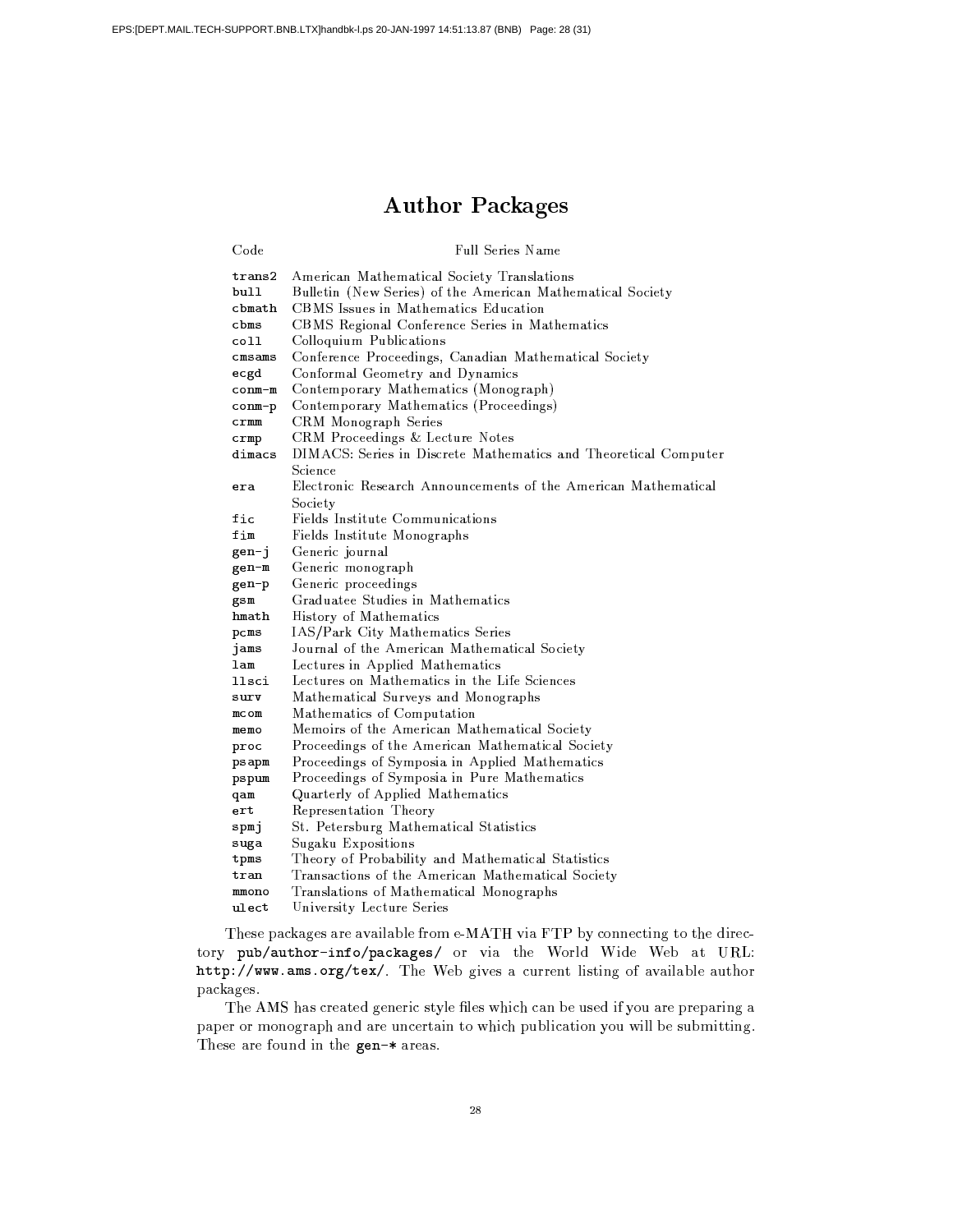# Author Packages

| Code | Full Series Name |
| --- | --- |
| trans2 | American Mathematical Society Translations |
| bull | Bulletin (New Series) of the American Mathematical Society |
| cbmath | CBMS Issues in Mathematics Education |
| cbms | CBMS Regional Conference Series in Mathematics |
| coll | Colloquium Publications |
| cmsams | Conference Proceedings, Canadian Mathematical Society |
| ecgd | Conformal Geometry and Dynamics |
| conm-m | Contemporary Mathematics (Monograph) |
| conm-p | Contemporary Mathematics (Proceedings) |
| crmm | CRM Monograph Series |
| crmp | CRM Proceedings & Lecture Notes |
| dimacs | DIMACS: Series in Discrete Mathematics and Theoretical Computer Science |
| era | Electronic Research Announcements of the American Mathematical Society |
| fic | Fields Institute Communications |
| fim | Fields Institute Monographs |
| gen-j | Generic journal |
| gen-m | Generic monograph |
| gen-p | Generic proceedings |
| gsm | Graduatee Studies in Mathematics |
| hmath | History of Mathematics |
| pcms | IAS/Park City Mathematics Series |
| jams | Journal of the American Mathematical Society |
| lam | Lectures in Applied Mathematics |
| llsci | Lectures on Mathematics in the Life Sciences |
| surv | Mathematical Surveys and Monographs |
| mcom | Mathematics of Computation |
| memo | Memoirs of the American Mathematical Society |
| proc | Proceedings of the American Mathematical Society |
| psapm | Proceedings of Symposia in Applied Mathematics |
| pspum | Proceedings of Symposia in Pure Mathematics |
| qam | Quarterly of Applied Mathematics |
| ert | Representation Theory |
| spmj | St. Petersburg Mathematical Statistics |
| suga | Sugaku Expositions |
| tpms | Theory of Probability and Mathematical Statistics |
| tran | Transactions of the American Mathematical Society |
| mmono | Translations of Mathematical Monographs |
| ulect | University Lecture Series |

These packages are available from e-MATH via FTP by connecting to the directory `pub/author-info/packages/` or via the World Wide Web at URL: `http://www.ams.org/tex/`. The Web gives a current listing of available author packages.

The AMS has created generic style files which can be used if you are preparing a paper or monograph and are uncertain to which publication you will be submitting. These are found in the `gen-*` areas.